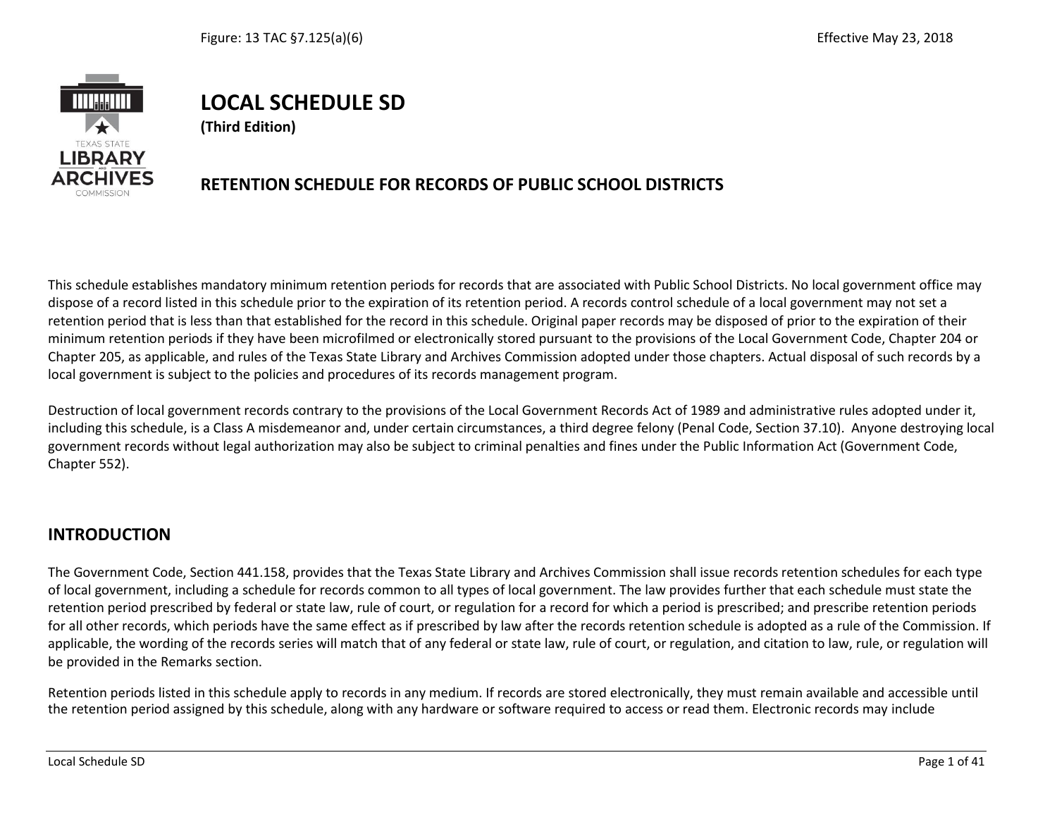# LOCAL SCHEDULE SD

**(Third Edition)**

## RETENTION SCHEDULE FOR RECORDS OF PUBLIC SCHOOL DISTRICTS

This schedule establishes mandatory minimum retention periods for records that are associated with Public School Districts. No local government office may dispose of a record listed in this schedule prior to the expiration of its retention period. A records control schedule of a local government may not set a retention period that is less than that established for the record in this schedule. Original paper records may be disposed of prior to the expiration of their minimum retention periods if they have been microfilmed or electronically stored pursuant to the provisions of the Local Government Code, Chapter 204 or Chapter 205, as applicable, and rules of the Texas State Library and Archives Commission adopted under those chapters. Actual disposal of such records by a local government is subject to the policies and procedures of its records management program.

Destruction of local government records contrary to the provisions of the Local Government Records Act of 1989 and administrative rules adopted under it, including this schedule, is a Class A misdemeanor and, under certain circumstances, a third degree felony (Penal Code, Section 37.10). Anyone destroying local government records without legal authorization may also be subject to criminal penalties and fines under the Public Information Act (Government Code, Chapter 552).

## INTRODUCTION

The Government Code, Section 441.158, provides that the Texas State Library and Archives Commission shall issue records retention schedules for each type of local government, including a schedule for records common to all types of local government. The law provides further that each schedule must state the retention period prescribed by federal or state law, rule of court, or regulation for a record for which a period is prescribed; and prescribe retention periods for all other records, which periods have the same effect as if prescribed by law after the records retention schedule is adopted as a rule of the Commission. If applicable, the wording of the records series will match that of any federal or state law, rule of court, or regulation, and citation to law, rule, or regulation will be provided in the Remarks section.

Retention periods listed in this schedule apply to records in any medium. If records are stored electronically, they must remain available and accessible until the retention period assigned by this schedule, along with any hardware or software required to access or read them. Electronic records may include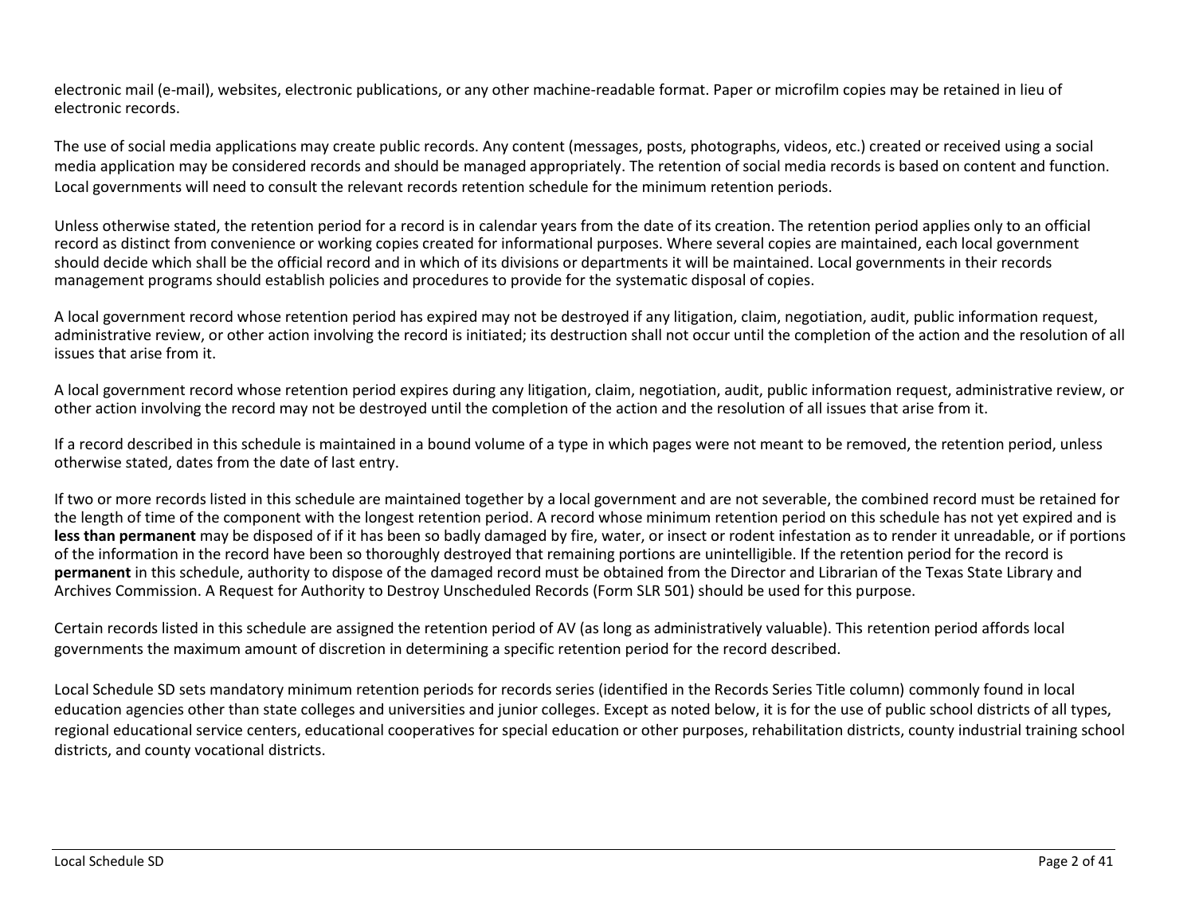electronic mail (e-mail), websites, electronic publications, or any other machine-readable format. Paper or microfilm copies may be retained in lieu of electronic records.

The use of social media applications may create public records. Any content (messages, posts, photographs, videos, etc.) created or received using a social media application may be considered records and should be managed appropriately. The retention of social media records is based on content and function. Local governments will need to consult the relevant records retention schedule for the minimum retention periods.

Unless otherwise stated, the retention period for a record is in calendar years from the date of its creation. The retention period applies only to an official record as distinct from convenience or working copies created for informational purposes. Where several copies are maintained, each local government should decide which shall be the official record and in which of its divisions or departments it will be maintained. Local governments in their records management programs should establish policies and procedures to provide for the systematic disposal of copies.

A local government record whose retention period has expired may not be destroyed if any litigation, claim, negotiation, audit, public information request, administrative review, or other action involving the record is initiated; its destruction shall not occur until the completion of the action and the resolution of all issues that arise from it.

A local government record whose retention period expires during any litigation, claim, negotiation, audit, public information request, administrative review, or other action involving the record may not be destroyed until the completion of the action and the resolution of all issues that arise from it.

If a record described in this schedule is maintained in a bound volume of a type in which pages were not meant to be removed, the retention period, unless otherwise stated, dates from the date of last entry.

If two or more records listed in this schedule are maintained together by a local government and are not severable, the combined record must be retained for the length of time of the component with the longest retention period. A record whose minimum retention period on this schedule has not yet expired and is **less than permanent** may be disposed of if it has been so badly damaged by fire, water, or insect or rodent infestation as to render it unreadable, or if portions of the information in the record have been so thoroughly destroyed that remaining portions are unintelligible. If the retention period for the record is **permanent** in this schedule, authority to dispose of the damaged record must be obtained from the Director and Librarian of the Texas State Library and Archives Commission. A Request for Authority to Destroy Unscheduled Records (Form SLR 501) should be used for this purpose.

Certain records listed in this schedule are assigned the retention period of AV (as long as administratively valuable). This retention period affords local governments the maximum amount of discretion in determining a specific retention period for the record described.

Local Schedule SD sets mandatory minimum retention periods for records series (identified in the Records Series Title column) commonly found in local education agencies other than state colleges and universities and junior colleges. Except as noted below, it is for the use of public school districts of all types, regional educational service centers, educational cooperatives for special education or other purposes, rehabilitation districts, county industrial training school districts, and county vocational districts.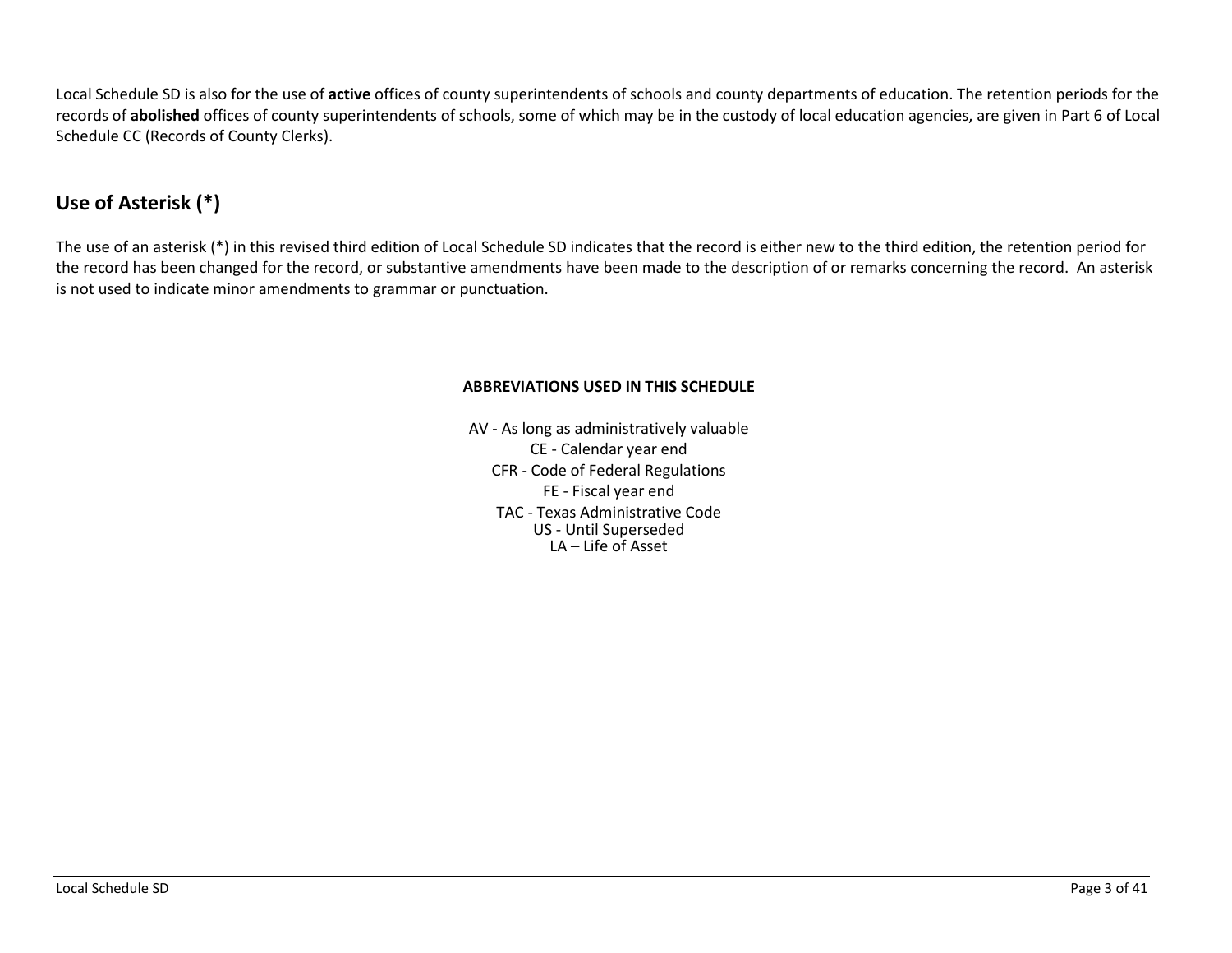Local Schedule SD is also for the use of **active** offices of county superintendents of schools and county departments of education. The retention periods for the records of **abolished** offices of county superintendents of schools, some of which may be in the custody of local education agencies, are given in Part 6 of Local Schedule CC (Records of County Clerks).

## Use of Asterisk (*)

The use of an asterisk (*) in this revised third edition of Local Schedule SD indicates that the record is either new to the third edition, the retention period for the record has been changed for the record, or substantive amendments have been made to the description of or remarks concerning the record. An asterisk is not used to indicate minor amendments to grammar or punctuation.

**ABBREVIATIONS USED IN THIS SCHEDULE**

AV - As long as administratively valuable
CE - Calendar year end
CFR - Code of Federal Regulations
FE - Fiscal year end
TAC - Texas Administrative Code
US - Until Superseded
LA – Life of Asset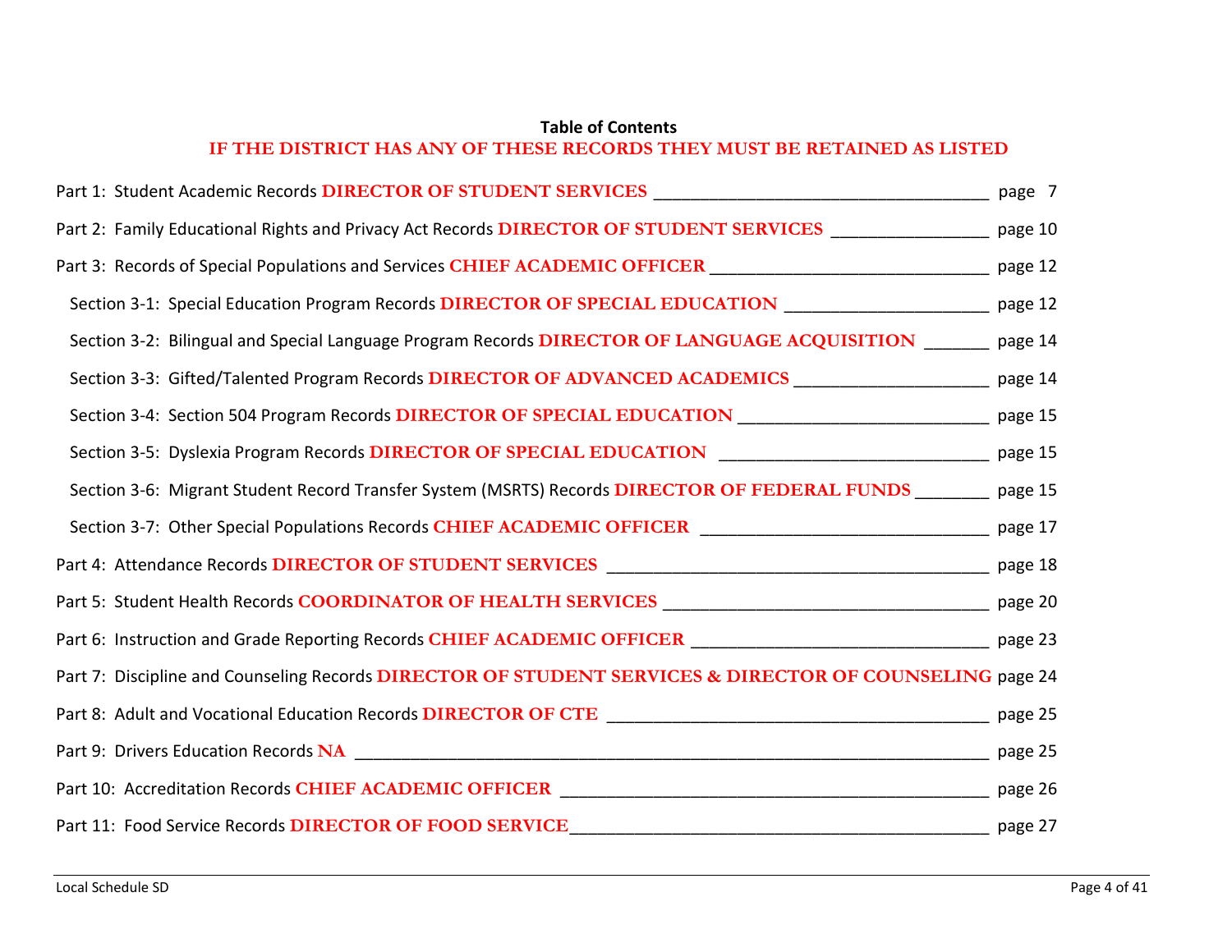## Table of Contents

**IF THE DISTRICT HAS ANY OF THESE RECORDS THEY MUST BE RETAINED AS LISTED**

Part 1: Student Academic Records **DIRECTOR OF STUDENT SERVICES** ____________________________________ page 7

Part 2: Family Educational Rights and Privacy Act Records **DIRECTOR OF STUDENT SERVICES** ________________ page 10

Part 3: Records of Special Populations and Services **CHIEF ACADEMIC OFFICER** ______________________________ page 12

- Section 3-1: Special Education Program Records **DIRECTOR OF SPECIAL EDUCATION** _____________________ page 12
- Section 3-2: Bilingual and Special Language Program Records **DIRECTOR OF LANGUAGE ACQUISITION** _______ page 14
- Section 3-3: Gifted/Talented Program Records **DIRECTOR OF ADVANCED ACADEMICS** ____________________ page 14
- Section 3-4: Section 504 Program Records **DIRECTOR OF SPECIAL EDUCATION** __________________________ page 15
- Section 3-5: Dyslexia Program Records **DIRECTOR OF SPECIAL EDUCATION** ____________________________ page 15
- Section 3-6: Migrant Student Record Transfer System (MSRTS) Records **DIRECTOR OF FEDERAL FUNDS** ________ page 15
- Section 3-7: Other Special Populations Records **CHIEF ACADEMIC OFFICER** ______________________________ page 17

Part 4: Attendance Records **DIRECTOR OF STUDENT SERVICES** ________________________________________ page 18

Part 5: Student Health Records **COORDINATOR OF HEALTH SERVICES** __________________________________ page 20

Part 6: Instruction and Grade Reporting Records **CHIEF ACADEMIC OFFICER** ________________________________ page 23

Part 7: Discipline and Counseling Records **DIRECTOR OF STUDENT SERVICES & DIRECTOR OF COUNSELING** page 24

Part 8: Adult and Vocational Education Records **DIRECTOR OF CTE** ________________________________________ page 25

Part 9: Drivers Education Records **NA** ______________________________________________________________ page 25

Part 10: Accreditation Records **CHIEF ACADEMIC OFFICER** ______________________________________________ page 26

Part 11: Food Service Records **DIRECTOR OF FOOD SERVICE**____________________________________________ page 27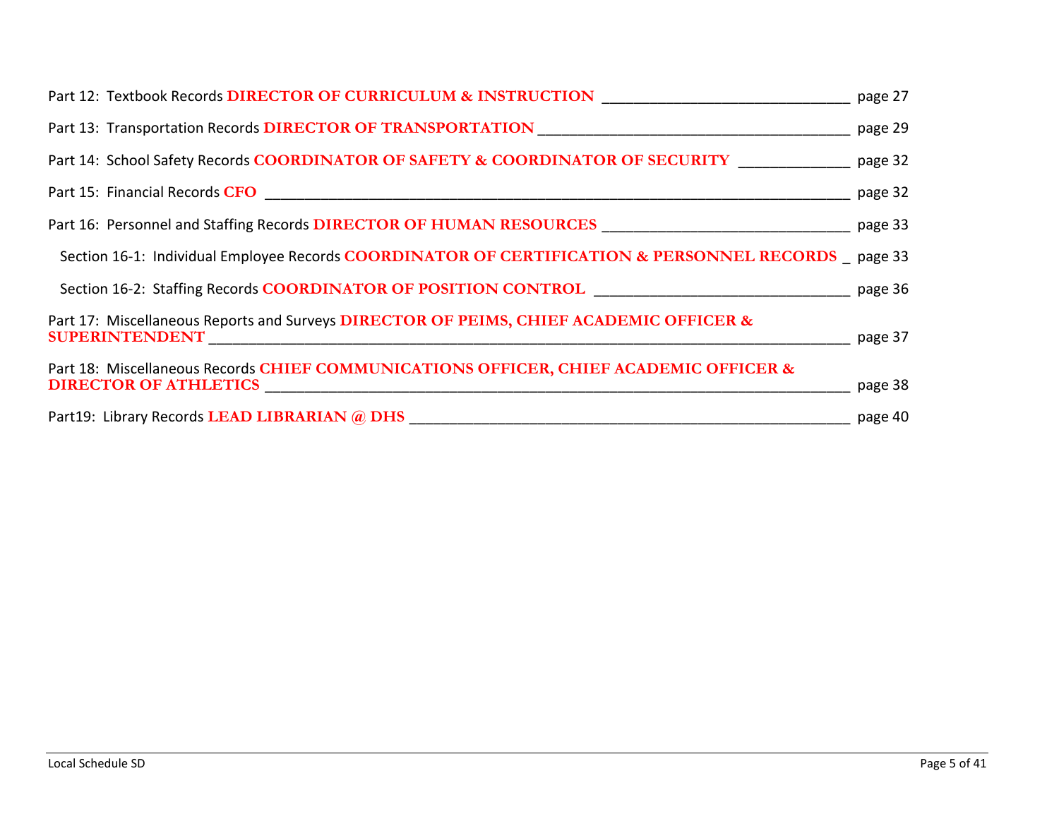Part 12: Textbook Records **DIRECTOR OF CURRICULUM & INSTRUCTION** ______________________________ page 27

Part 13: Transportation Records **DIRECTOR OF TRANSPORTATION** ______________________________________ page 29

Part 14: School Safety Records **COORDINATOR OF SAFETY & COORDINATOR OF SECURITY** _____________ page 32

Part 15: Financial Records **CFO** ________________________________________________________________________ page 32

Part 16: Personnel and Staffing Records **DIRECTOR OF HUMAN RESOURCES** ______________________________ page 33

Section 16-1: Individual Employee Records **COORDINATOR OF CERTIFICATION & PERSONNEL RECORDS** _ page 33

Section 16-2: Staffing Records **COORDINATOR OF POSITION CONTROL** _______________________________ page 36

Part 17: Miscellaneous Reports and Surveys **DIRECTOR OF PEIMS, CHIEF ACADEMIC OFFICER & SUPERINTENDENT** ________________________________________________________________________________ page 37

Part 18: Miscellaneous Records **CHIEF COMMUNICATIONS OFFICER, CHIEF ACADEMIC OFFICER & DIRECTOR OF ATHLETICS** ________________________________________________________________________ page 38

Part19: Library Records **LEAD LIBRARIAN @ DHS** _______________________________________________________ page 40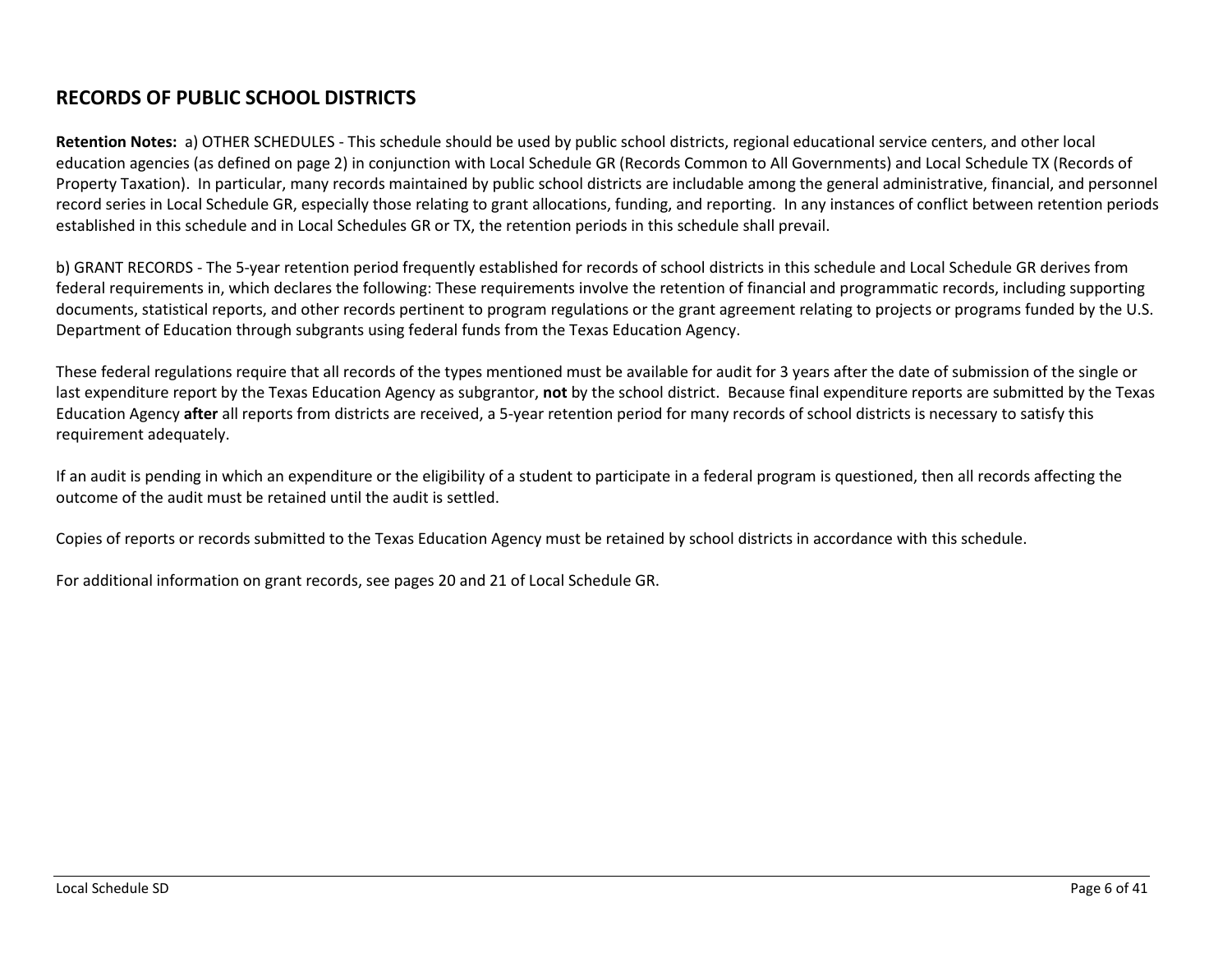## RECORDS OF PUBLIC SCHOOL DISTRICTS

**Retention Notes:** a) OTHER SCHEDULES - This schedule should be used by public school districts, regional educational service centers, and other local education agencies (as defined on page 2) in conjunction with Local Schedule GR (Records Common to All Governments) and Local Schedule TX (Records of Property Taxation). In particular, many records maintained by public school districts are includable among the general administrative, financial, and personnel record series in Local Schedule GR, especially those relating to grant allocations, funding, and reporting. In any instances of conflict between retention periods established in this schedule and in Local Schedules GR or TX, the retention periods in this schedule shall prevail.

b) GRANT RECORDS - The 5-year retention period frequently established for records of school districts in this schedule and Local Schedule GR derives from federal requirements in, which declares the following: These requirements involve the retention of financial and programmatic records, including supporting documents, statistical reports, and other records pertinent to program regulations or the grant agreement relating to projects or programs funded by the U.S. Department of Education through subgrants using federal funds from the Texas Education Agency.

These federal regulations require that all records of the types mentioned must be available for audit for 3 years after the date of submission of the single or last expenditure report by the Texas Education Agency as subgrantor, **not** by the school district. Because final expenditure reports are submitted by the Texas Education Agency **after** all reports from districts are received, a 5-year retention period for many records of school districts is necessary to satisfy this requirement adequately.

If an audit is pending in which an expenditure or the eligibility of a student to participate in a federal program is questioned, then all records affecting the outcome of the audit must be retained until the audit is settled.

Copies of reports or records submitted to the Texas Education Agency must be retained by school districts in accordance with this schedule.

For additional information on grant records, see pages 20 and 21 of Local Schedule GR.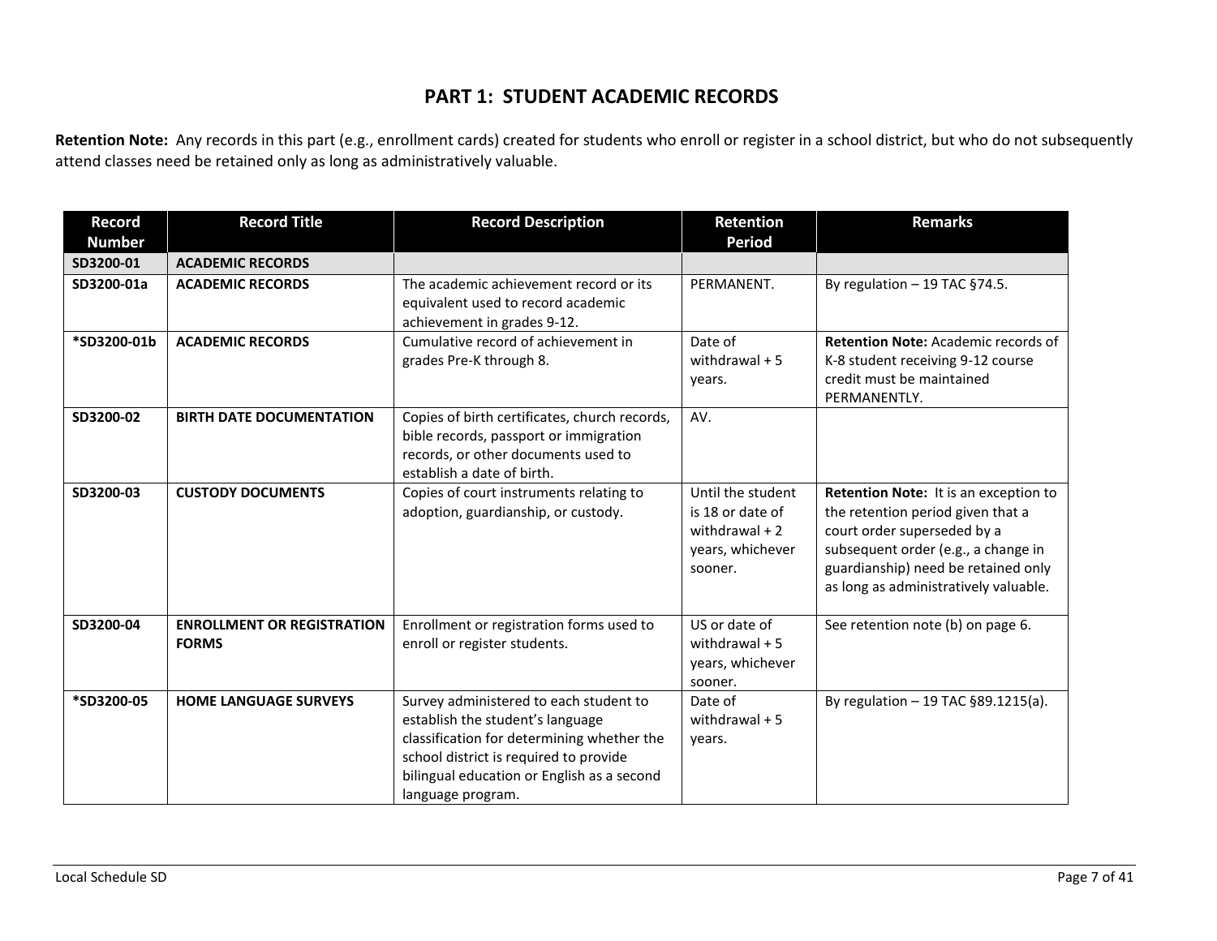# PART 1: STUDENT ACADEMIC RECORDS

**Retention Note:** Any records in this part (e.g., enrollment cards) created for students who enroll or register in a school district, but who do not subsequently attend classes need be retained only as long as administratively valuable.

| Record Number | Record Title | Record Description | Retention Period | Remarks |
|---|---|---|---|---|
| **SD3200-01** | **ACADEMIC RECORDS** | | | |
| **SD3200-01a** | **ACADEMIC RECORDS** | The academic achievement record or its equivalent used to record academic achievement in grades 9-12. | PERMANENT. | By regulation – 19 TAC §74.5. |
| ***SD3200-01b** | **ACADEMIC RECORDS** | Cumulative record of achievement in grades Pre-K through 8. | Date of withdrawal + 5 years. | **Retention Note:** Academic records of K-8 student receiving 9-12 course credit must be maintained PERMANENTLY. |
| **SD3200-02** | **BIRTH DATE DOCUMENTATION** | Copies of birth certificates, church records, bible records, passport or immigration records, or other documents used to establish a date of birth. | AV. | |
| **SD3200-03** | **CUSTODY DOCUMENTS** | Copies of court instruments relating to adoption, guardianship, or custody. | Until the student is 18 or date of withdrawal + 2 years, whichever sooner. | **Retention Note:** It is an exception to the retention period given that a court order superseded by a subsequent order (e.g., a change in guardianship) need be retained only as long as administratively valuable. |
| **SD3200-04** | **ENROLLMENT OR REGISTRATION FORMS** | Enrollment or registration forms used to enroll or register students. | US or date of withdrawal + 5 years, whichever sooner. | See retention note (b) on page 6. |
| ***SD3200-05** | **HOME LANGUAGE SURVEYS** | Survey administered to each student to establish the student's language classification for determining whether the school district is required to provide bilingual education or English as a second language program. | Date of withdrawal + 5 years. | By regulation – 19 TAC §89.1215(a). |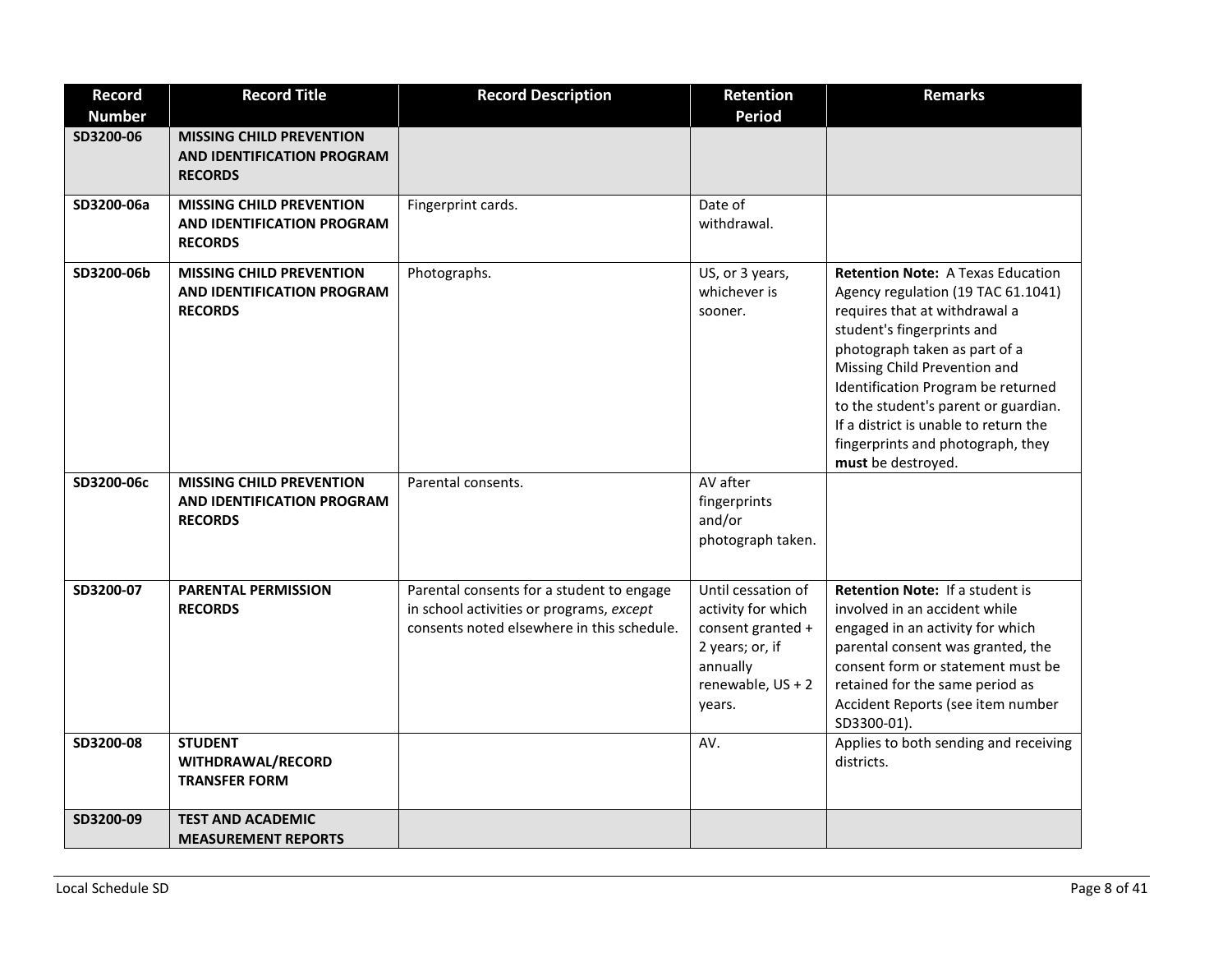| Record Number | Record Title | Record Description | Retention Period | Remarks |
| --- | --- | --- | --- | --- |
| SD3200-06 | **MISSING CHILD PREVENTION AND IDENTIFICATION PROGRAM RECORDS** | | | |
| SD3200-06a | **MISSING CHILD PREVENTION AND IDENTIFICATION PROGRAM RECORDS** | Fingerprint cards. | Date of withdrawal. | |
| SD3200-06b | **MISSING CHILD PREVENTION AND IDENTIFICATION PROGRAM RECORDS** | Photographs. | US, or 3 years, whichever is sooner. | **Retention Note:** A Texas Education Agency regulation (19 TAC 61.1041) requires that at withdrawal a student's fingerprints and photograph taken as part of a Missing Child Prevention and Identification Program be returned to the student's parent or guardian. If a district is unable to return the fingerprints and photograph, they **must** be destroyed. |
| SD3200-06c | **MISSING CHILD PREVENTION AND IDENTIFICATION PROGRAM RECORDS** | Parental consents. | AV after fingerprints and/or photograph taken. | |
| SD3200-07 | **PARENTAL PERMISSION RECORDS** | Parental consents for a student to engage in school activities or programs, *except* consents noted elsewhere in this schedule. | Until cessation of activity for which consent granted + 2 years; or, if annually renewable, US + 2 years. | **Retention Note:** If a student is involved in an accident while engaged in an activity for which parental consent was granted, the consent form or statement must be retained for the same period as Accident Reports (see item number SD3300-01). |
| SD3200-08 | **STUDENT WITHDRAWAL/RECORD TRANSFER FORM** | | AV. | Applies to both sending and receiving districts. |
| SD3200-09 | **TEST AND ACADEMIC MEASUREMENT REPORTS** | | | |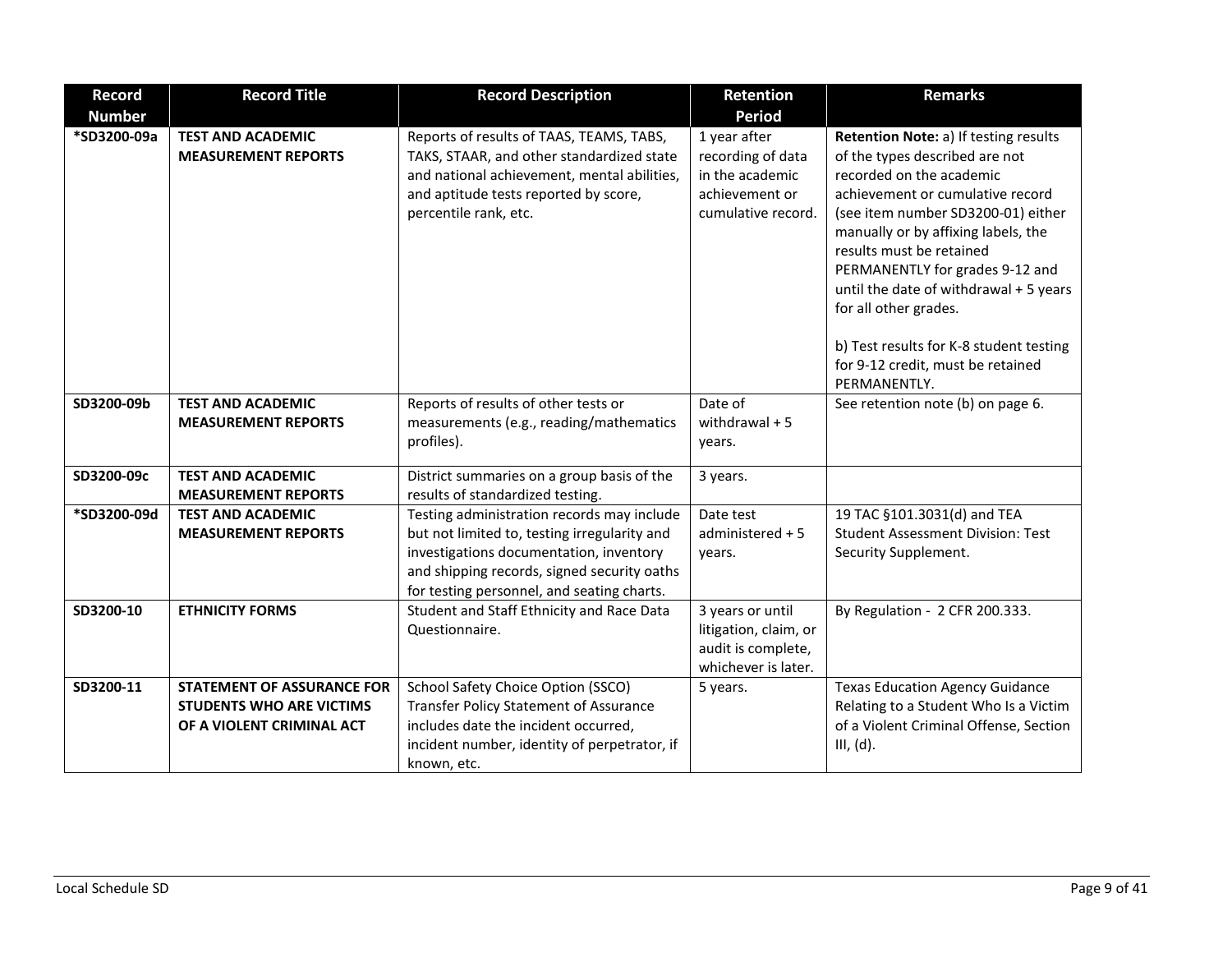| Record Number | Record Title | Record Description | Retention Period | Remarks |
|---|---|---|---|---|
| *SD3200-09a | **TEST AND ACADEMIC MEASUREMENT REPORTS** | Reports of results of TAAS, TEAMS, TABS, TAKS, STAAR, and other standardized state and national achievement, mental abilities, and aptitude tests reported by score, percentile rank, etc. | 1 year after recording of data in the academic achievement or cumulative record. | **Retention Note:** a) If testing results of the types described are not recorded on the academic achievement or cumulative record (see item number SD3200-01) either manually or by affixing labels, the results must be retained PERMANENTLY for grades 9-12 and until the date of withdrawal + 5 years for all other grades.<br><br>b) Test results for K-8 student testing for 9-12 credit, must be retained PERMANENTLY. |
| SD3200-09b | **TEST AND ACADEMIC MEASUREMENT REPORTS** | Reports of results of other tests or measurements (e.g., reading/mathematics profiles). | Date of withdrawal + 5 years. | See retention note (b) on page 6. |
| SD3200-09c | **TEST AND ACADEMIC MEASUREMENT REPORTS** | District summaries on a group basis of the results of standardized testing. | 3 years. | |
| *SD3200-09d | **TEST AND ACADEMIC MEASUREMENT REPORTS** | Testing administration records may include but not limited to, testing irregularity and investigations documentation, inventory and shipping records, signed security oaths for testing personnel, and seating charts. | Date test administered + 5 years. | 19 TAC §101.3031(d) and TEA Student Assessment Division: Test Security Supplement. |
| SD3200-10 | **ETHNICITY FORMS** | Student and Staff Ethnicity and Race Data Questionnaire. | 3 years or until litigation, claim, or audit is complete, whichever is later. | By Regulation - 2 CFR 200.333. |
| SD3200-11 | **STATEMENT OF ASSURANCE FOR STUDENTS WHO ARE VICTIMS OF A VIOLENT CRIMINAL ACT** | School Safety Choice Option (SSCO) Transfer Policy Statement of Assurance includes date the incident occurred, incident number, identity of perpetrator, if known, etc. | 5 years. | Texas Education Agency Guidance Relating to a Student Who Is a Victim of a Violent Criminal Offense, Section III, (d). |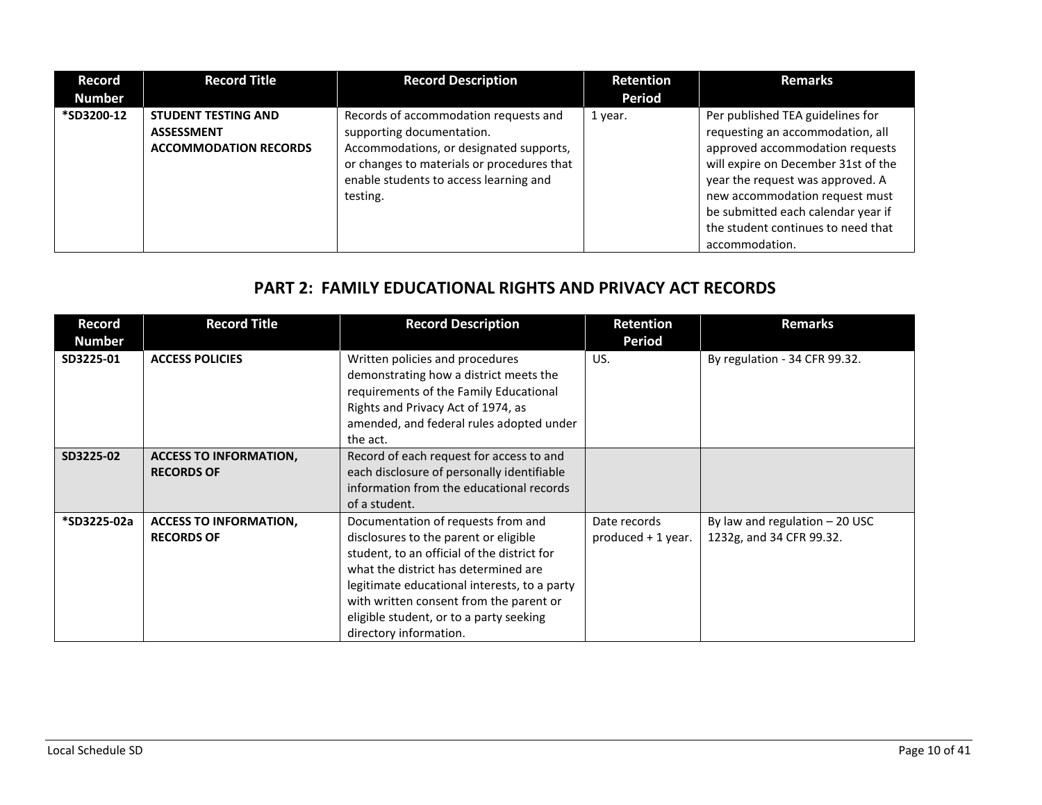| Record Number | Record Title | Record Description | Retention Period | Remarks |
|---|---|---|---|---|
| *SD3200-12 | **STUDENT TESTING AND ASSESSMENT ACCOMMODATION RECORDS** | Records of accommodation requests and supporting documentation. Accommodations, or designated supports, or changes to materials or procedures that enable students to access learning and testing. | 1 year. | Per published TEA guidelines for requesting an accommodation, all approved accommodation requests will expire on December 31st of the year the request was approved. A new accommodation request must be submitted each calendar year if the student continues to need that accommodation. |

## PART 2: FAMILY EDUCATIONAL RIGHTS AND PRIVACY ACT RECORDS

| Record Number | Record Title | Record Description | Retention Period | Remarks |
|---|---|---|---|---|
| SD3225-01 | **ACCESS POLICIES** | Written policies and procedures demonstrating how a district meets the requirements of the Family Educational Rights and Privacy Act of 1974, as amended, and federal rules adopted under the act. | US. | By regulation - 34 CFR 99.32. |
| SD3225-02 | **ACCESS TO INFORMATION, RECORDS OF** | Record of each request for access to and each disclosure of personally identifiable information from the educational records of a student. | | |
| *SD3225-02a | **ACCESS TO INFORMATION, RECORDS OF** | Documentation of requests from and disclosures to the parent or eligible student, to an official of the district for what the district has determined are legitimate educational interests, to a party with written consent from the parent or eligible student, or to a party seeking directory information. | Date records produced + 1 year. | By law and regulation – 20 USC 1232g, and 34 CFR 99.32. |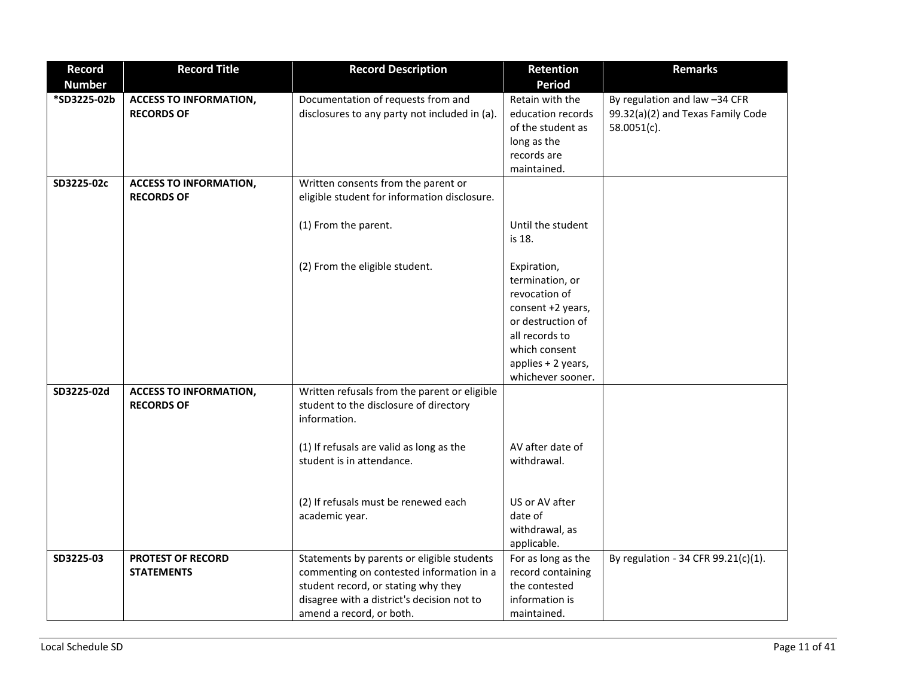| Record Number | Record Title | Record Description | Retention Period | Remarks |
|---|---|---|---|---|
| *SD3225-02b | **ACCESS TO INFORMATION, RECORDS OF** | Documentation of requests from and disclosures to any party not included in (a). | Retain with the education records of the student as long as the records are maintained. | By regulation and law –34 CFR 99.32(a)(2) and Texas Family Code 58.0051(c). |
| SD3225-02c | **ACCESS TO INFORMATION, RECORDS OF** | Written consents from the parent or eligible student for information disclosure.<br><br>(1) From the parent.<br><br>(2) From the eligible student. | <br><br>Until the student is 18.<br><br>Expiration, termination, or revocation of consent +2 years, or destruction of all records to which consent applies + 2 years, whichever sooner. | |
| SD3225-02d | **ACCESS TO INFORMATION, RECORDS OF** | Written refusals from the parent or eligible student to the disclosure of directory information.<br><br>(1) If refusals are valid as long as the student is in attendance.<br><br>(2) If refusals must be renewed each academic year. | <br><br>AV after date of withdrawal.<br><br>US or AV after date of withdrawal, as applicable. | |
| SD3225-03 | **PROTEST OF RECORD STATEMENTS** | Statements by parents or eligible students commenting on contested information in a student record, or stating why they disagree with a district's decision not to amend a record, or both. | For as long as the record containing the contested information is maintained. | By regulation - 34 CFR 99.21(c)(1). |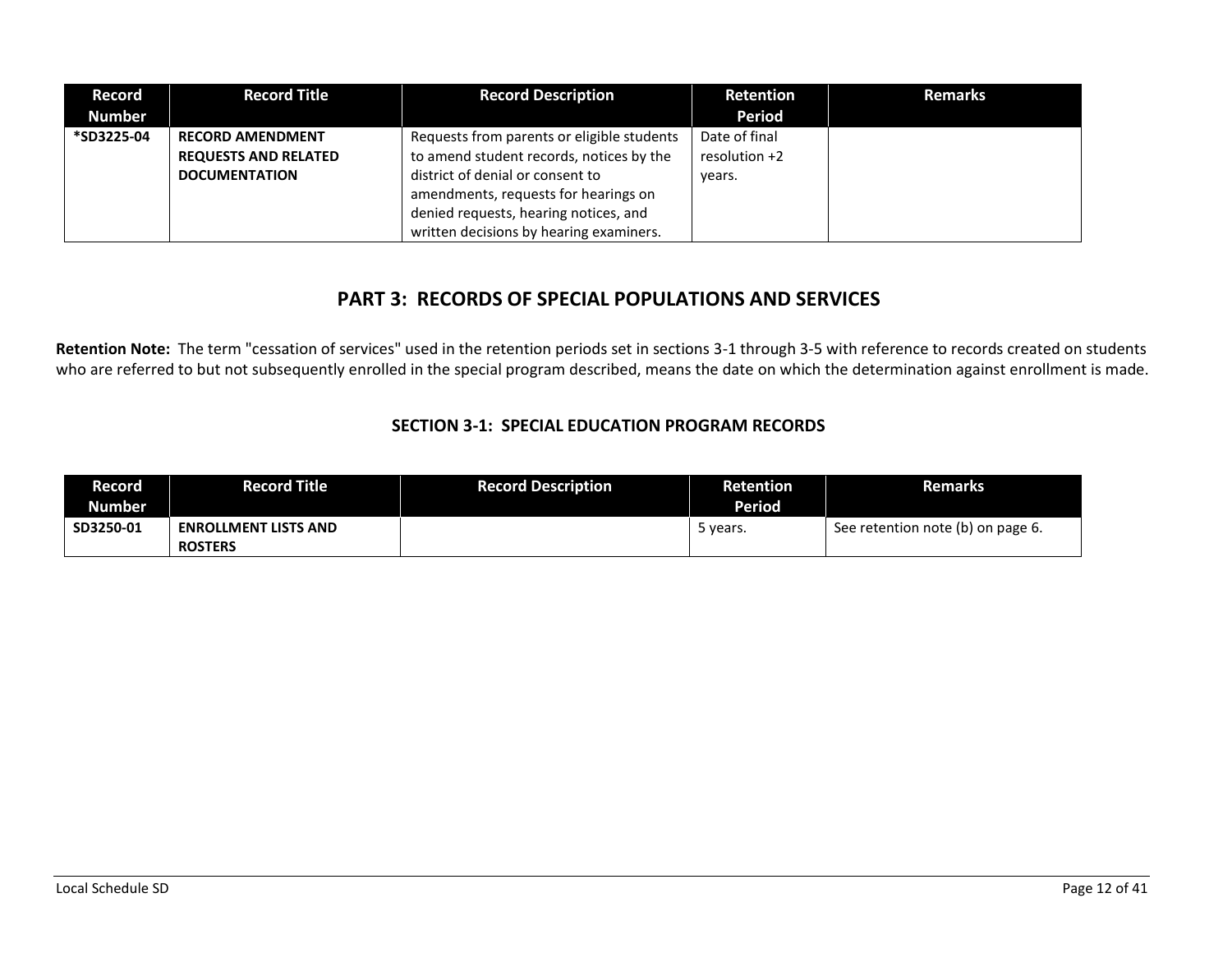| Record Number | Record Title | Record Description | Retention Period | Remarks |
|---|---|---|---|---|
| **\*SD3225-04** | **RECORD AMENDMENT REQUESTS AND RELATED DOCUMENTATION** | Requests from parents or eligible students to amend student records, notices by the district of denial or consent to amendments, requests for hearings on denied requests, hearing notices, and written decisions by hearing examiners. | Date of final resolution +2 years. | |

# PART 3: RECORDS OF SPECIAL POPULATIONS AND SERVICES

**Retention Note:** The term "cessation of services" used in the retention periods set in sections 3-1 through 3-5 with reference to records created on students who are referred to but not subsequently enrolled in the special program described, means the date on which the determination against enrollment is made.

## SECTION 3-1: SPECIAL EDUCATION PROGRAM RECORDS

| Record Number | Record Title | Record Description | Retention Period | Remarks |
|---|---|---|---|---|
| **SD3250-01** | **ENROLLMENT LISTS AND ROSTERS** | | 5 years. | See retention note (b) on page 6. |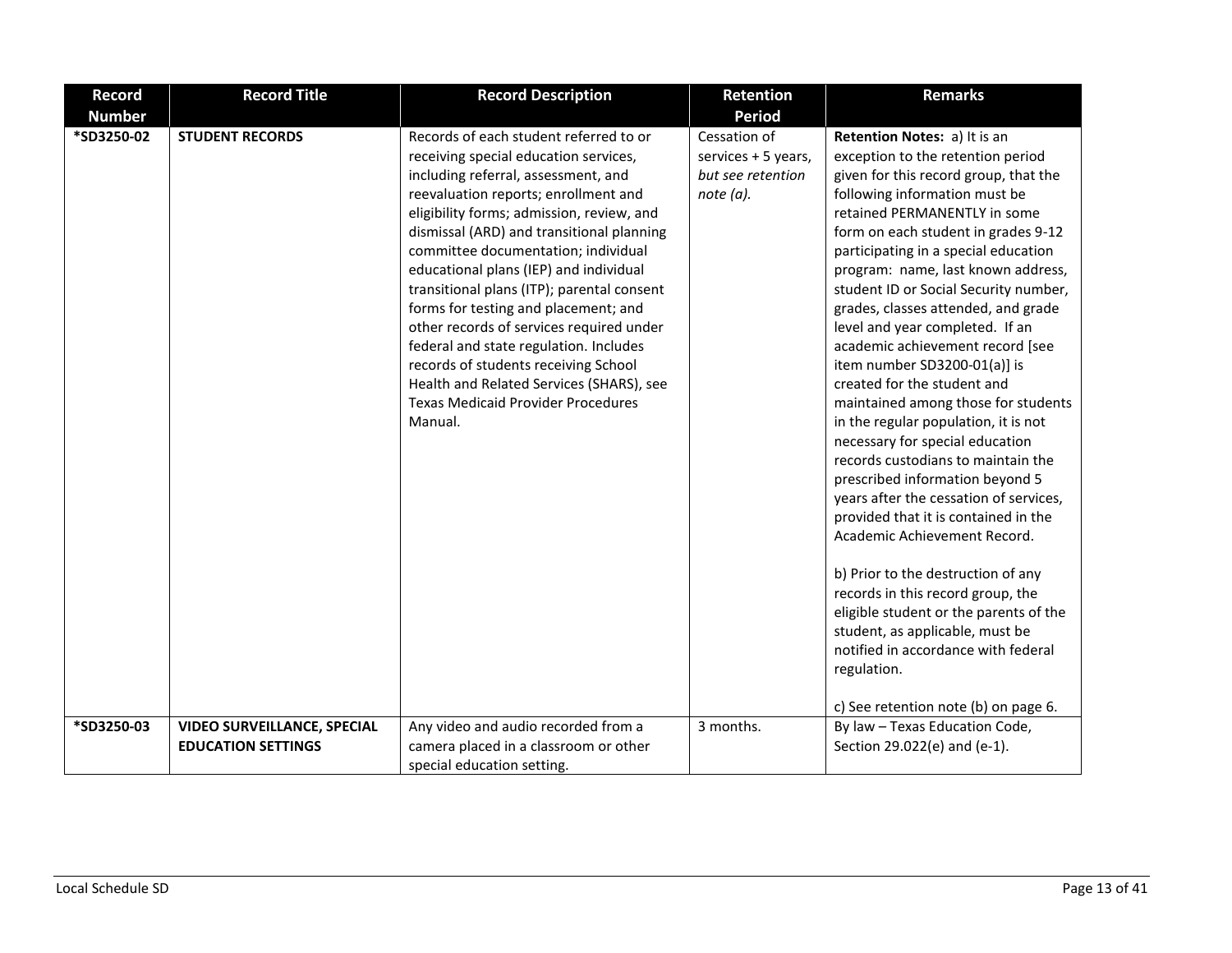| Record Number | Record Title | Record Description | Retention Period | Remarks |
| --- | --- | --- | --- | --- |
| *SD3250-02 | **STUDENT RECORDS** | Records of each student referred to or receiving special education services, including referral, assessment, and reevaluation reports; enrollment and eligibility forms; admission, review, and dismissal (ARD) and transitional planning committee documentation; individual educational plans (IEP) and individual transitional plans (ITP); parental consent forms for testing and placement; and other records of services required under federal and state regulation. Includes records of students receiving School Health and Related Services (SHARS), see Texas Medicaid Provider Procedures Manual. | Cessation of services + 5 years, *but see retention note (a).* | **Retention Notes:** a) It is an exception to the retention period given for this record group, that the following information must be retained PERMANENTLY in some form on each student in grades 9-12 participating in a special education program: name, last known address, student ID or Social Security number, grades, classes attended, and grade level and year completed. If an academic achievement record [see item number SD3200-01(a)] is created for the student and maintained among those for students in the regular population, it is not necessary for special education records custodians to maintain the prescribed information beyond 5 years after the cessation of services, provided that it is contained in the Academic Achievement Record.<br><br>b) Prior to the destruction of any records in this record group, the eligible student or the parents of the student, as applicable, must be notified in accordance with federal regulation.<br><br>c) See retention note (b) on page 6. |
| *SD3250-03 | **VIDEO SURVEILLANCE, SPECIAL EDUCATION SETTINGS** | Any video and audio recorded from a camera placed in a classroom or other special education setting. | 3 months. | By law – Texas Education Code, Section 29.022(e) and (e-1). |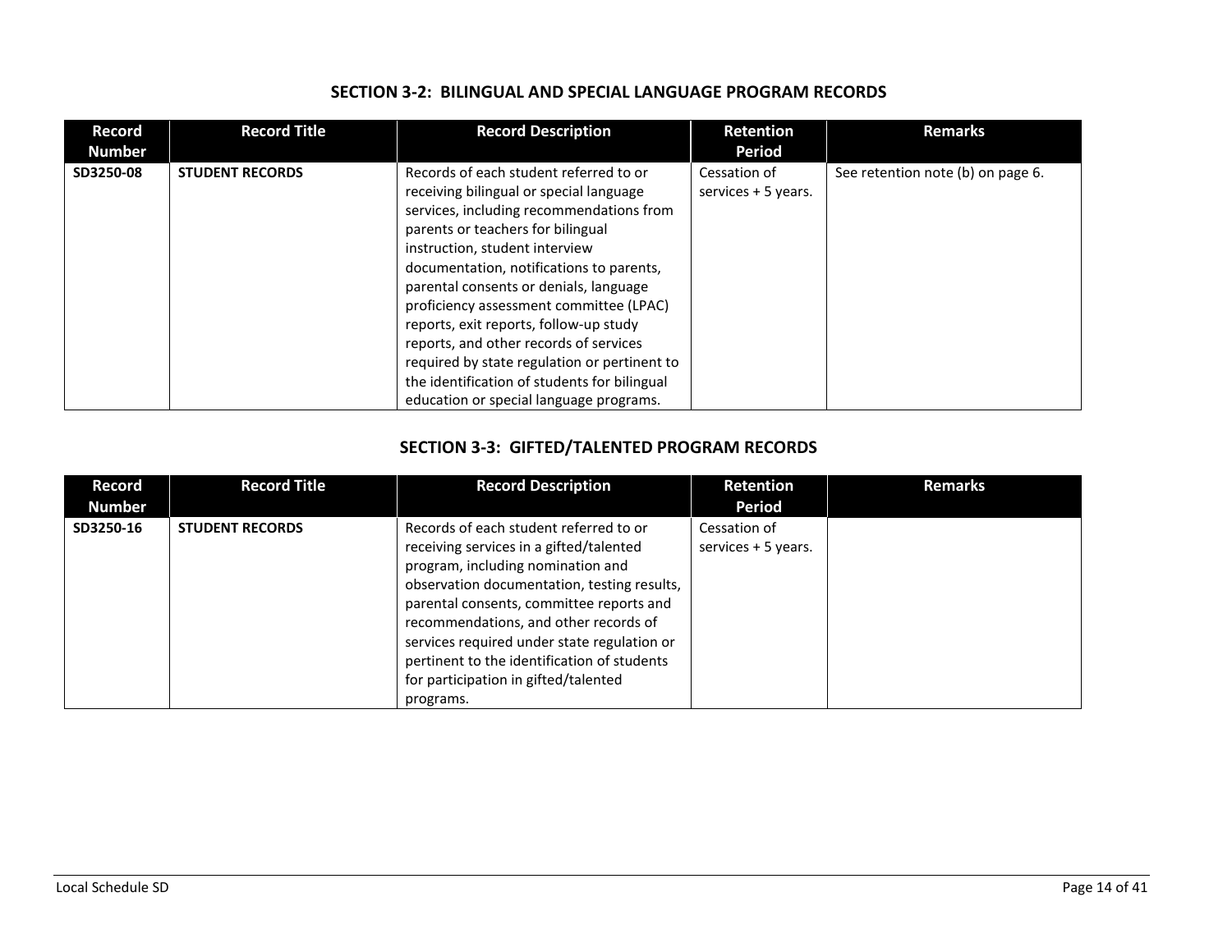## SECTION 3-2: BILINGUAL AND SPECIAL LANGUAGE PROGRAM RECORDS

| Record Number | Record Title | Record Description | Retention Period | Remarks |
|---|---|---|---|---|
| **SD3250-08** | **STUDENT RECORDS** | Records of each student referred to or receiving bilingual or special language services, including recommendations from parents or teachers for bilingual instruction, student interview documentation, notifications to parents, parental consents or denials, language proficiency assessment committee (LPAC) reports, exit reports, follow-up study reports, and other records of services required by state regulation or pertinent to the identification of students for bilingual education or special language programs. | Cessation of services + 5 years. | See retention note (b) on page 6. |

## SECTION 3-3: GIFTED/TALENTED PROGRAM RECORDS

| Record Number | Record Title | Record Description | Retention Period | Remarks |
|---|---|---|---|---|
| **SD3250-16** | **STUDENT RECORDS** | Records of each student referred to or receiving services in a gifted/talented program, including nomination and observation documentation, testing results, parental consents, committee reports and recommendations, and other records of services required under state regulation or pertinent to the identification of students for participation in gifted/talented programs. | Cessation of services + 5 years. | |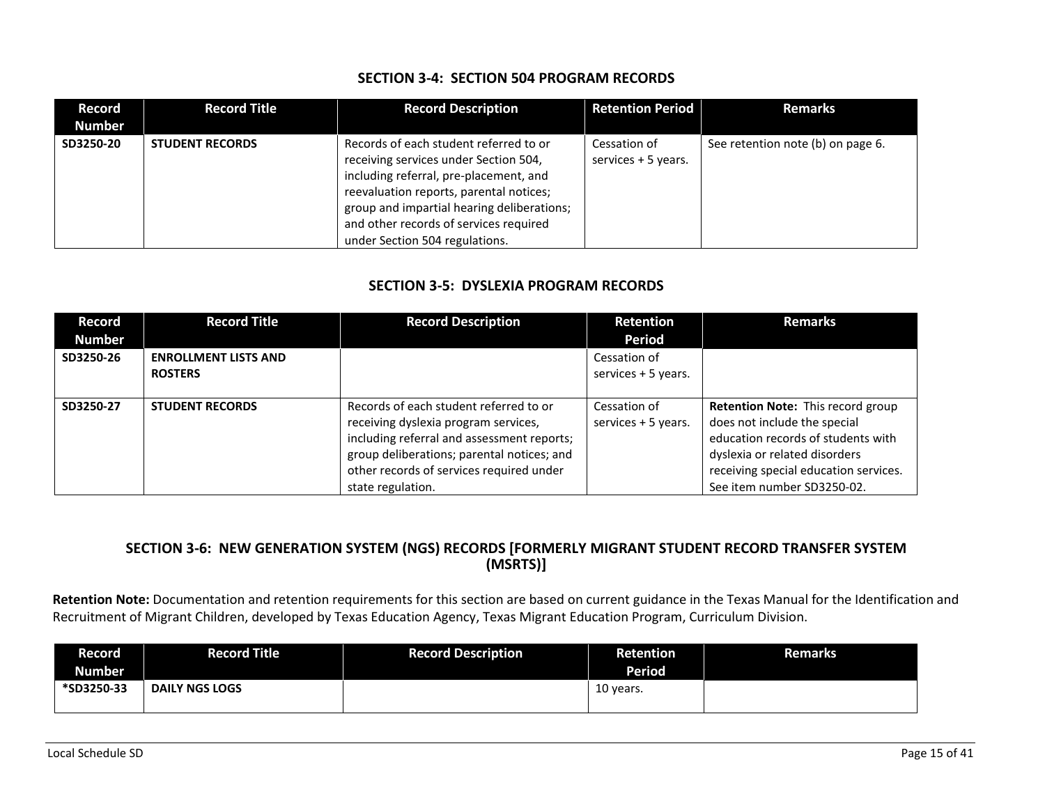## SECTION 3-4: SECTION 504 PROGRAM RECORDS

| Record Number | Record Title | Record Description | Retention Period | Remarks |
|---|---|---|---|---|
| SD3250-20 | **STUDENT RECORDS** | Records of each student referred to or receiving services under Section 504, including referral, pre-placement, and reevaluation reports, parental notices; group and impartial hearing deliberations; and other records of services required under Section 504 regulations. | Cessation of services + 5 years. | See retention note (b) on page 6. |

## SECTION 3-5: DYSLEXIA PROGRAM RECORDS

| Record Number | Record Title | Record Description | Retention Period | Remarks |
|---|---|---|---|---|
| SD3250-26 | **ENROLLMENT LISTS AND ROSTERS** | | Cessation of services + 5 years. | |
| SD3250-27 | **STUDENT RECORDS** | Records of each student referred to or receiving dyslexia program services, including referral and assessment reports; group deliberations; parental notices; and other records of services required under state regulation. | Cessation of services + 5 years. | **Retention Note:** This record group does not include the special education records of students with dyslexia or related disorders receiving special education services. See item number SD3250-02. |

## SECTION 3-6: NEW GENERATION SYSTEM (NGS) RECORDS [FORMERLY MIGRANT STUDENT RECORD TRANSFER SYSTEM (MSRTS)]

**Retention Note:** Documentation and retention requirements for this section are based on current guidance in the Texas Manual for the Identification and Recruitment of Migrant Children, developed by Texas Education Agency, Texas Migrant Education Program, Curriculum Division.

| Record Number | Record Title | Record Description | Retention Period | Remarks |
|---|---|---|---|---|
| *SD3250-33 | **DAILY NGS LOGS** | | 10 years. | |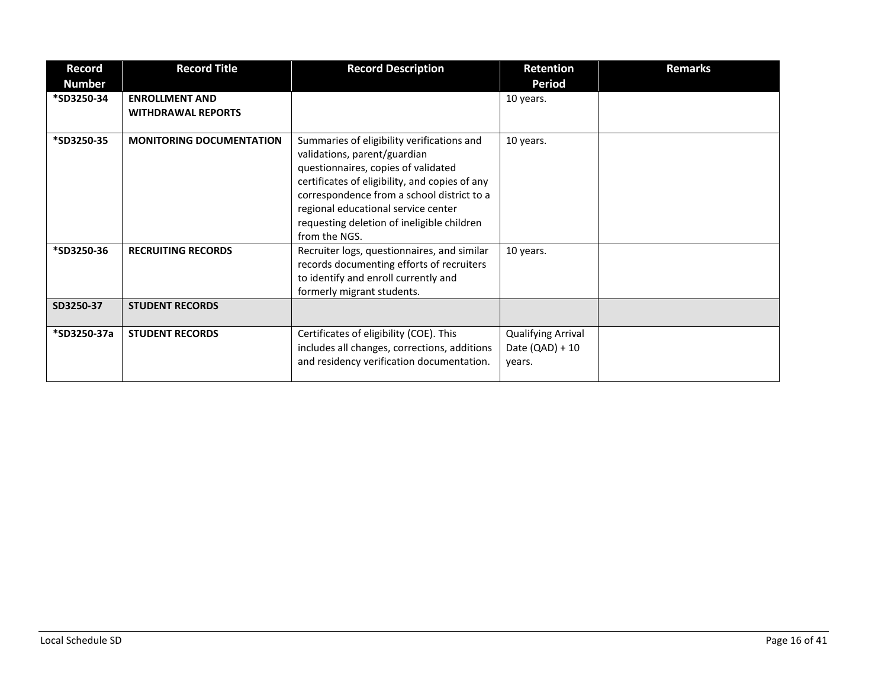| Record Number | Record Title | Record Description | Retention Period | Remarks |
|---|---|---|---|---|
| *SD3250-34 | **ENROLLMENT AND WITHDRAWAL REPORTS** | | 10 years. | |
| *SD3250-35 | **MONITORING DOCUMENTATION** | Summaries of eligibility verifications and validations, parent/guardian questionnaires, copies of validated certificates of eligibility, and copies of any correspondence from a school district to a regional educational service center requesting deletion of ineligible children from the NGS. | 10 years. | |
| *SD3250-36 | **RECRUITING RECORDS** | Recruiter logs, questionnaires, and similar records documenting efforts of recruiters to identify and enroll currently and formerly migrant students. | 10 years. | |
| SD3250-37 | **STUDENT RECORDS** | | | |
| *SD3250-37a | **STUDENT RECORDS** | Certificates of eligibility (COE). This includes all changes, corrections, additions and residency verification documentation. | Qualifying Arrival Date (QAD) + 10 years. | |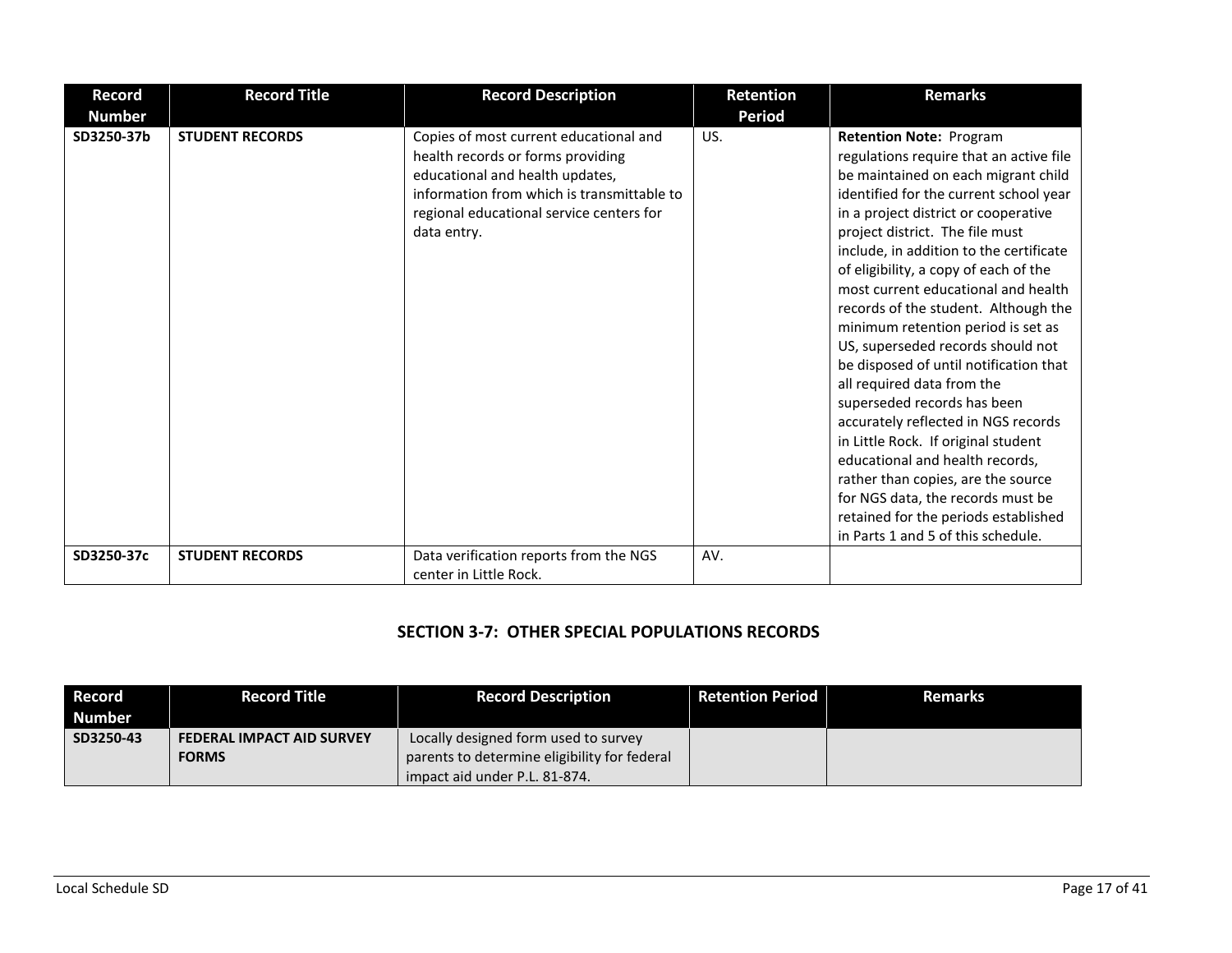| Record Number | Record Title | Record Description | Retention Period | Remarks |
|---|---|---|---|---|
| SD3250-37b | **STUDENT RECORDS** | Copies of most current educational and health records or forms providing educational and health updates, information from which is transmittable to regional educational service centers for data entry. | US. | **Retention Note:** Program regulations require that an active file be maintained on each migrant child identified for the current school year in a project district or cooperative project district. The file must include, in addition to the certificate of eligibility, a copy of each of the most current educational and health records of the student. Although the minimum retention period is set as US, superseded records should not be disposed of until notification that all required data from the superseded records has been accurately reflected in NGS records in Little Rock. If original student educational and health records, rather than copies, are the source for NGS data, the records must be retained for the periods established in Parts 1 and 5 of this schedule. |
| SD3250-37c | **STUDENT RECORDS** | Data verification reports from the NGS center in Little Rock. | AV. | |

## SECTION 3-7: OTHER SPECIAL POPULATIONS RECORDS

| Record Number | Record Title | Record Description | Retention Period | Remarks |
|---|---|---|---|---|
| SD3250-43 | **FEDERAL IMPACT AID SURVEY FORMS** | Locally designed form used to survey parents to determine eligibility for federal impact aid under P.L. 81-874. | | |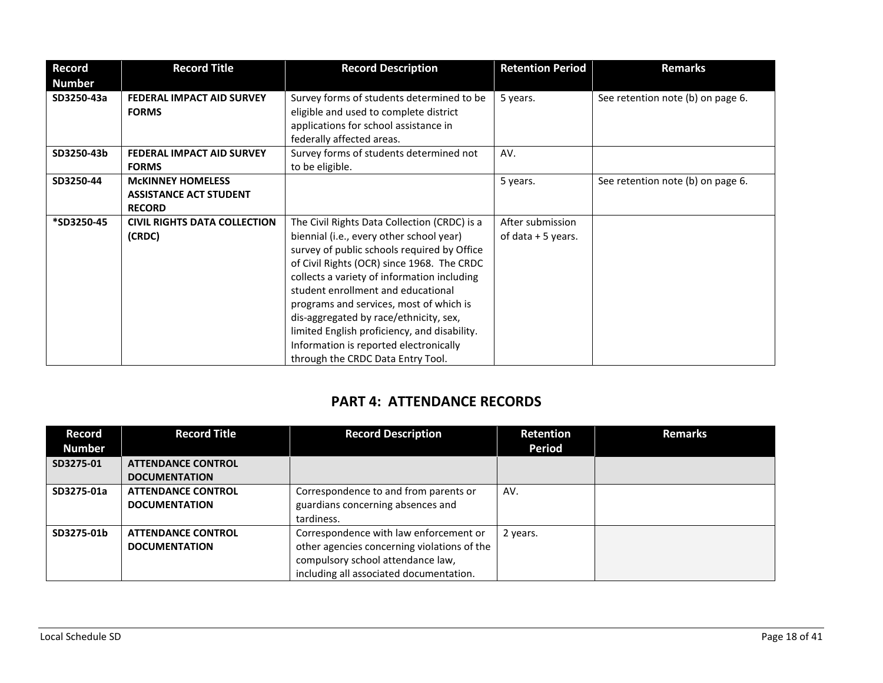| Record Number | Record Title | Record Description | Retention Period | Remarks |
|---|---|---|---|---|
| SD3250-43a | **FEDERAL IMPACT AID SURVEY FORMS** | Survey forms of students determined to be eligible and used to complete district applications for school assistance in federally affected areas. | 5 years. | See retention note (b) on page 6. |
| SD3250-43b | **FEDERAL IMPACT AID SURVEY FORMS** | Survey forms of students determined not to be eligible. | AV. | |
| SD3250-44 | **McKINNEY HOMELESS ASSISTANCE ACT STUDENT RECORD** | | 5 years. | See retention note (b) on page 6. |
| *SD3250-45 | **CIVIL RIGHTS DATA COLLECTION (CRDC)** | The Civil Rights Data Collection (CRDC) is a biennial (i.e., every other school year) survey of public schools required by Office of Civil Rights (OCR) since 1968. The CRDC collects a variety of information including student enrollment and educational programs and services, most of which is dis-aggregated by race/ethnicity, sex, limited English proficiency, and disability. Information is reported electronically through the CRDC Data Entry Tool. | After submission of data + 5 years. | |

## PART 4: ATTENDANCE RECORDS

| Record Number | Record Title | Record Description | Retention Period | Remarks |
|---|---|---|---|---|
| SD3275-01 | **ATTENDANCE CONTROL DOCUMENTATION** | | | |
| SD3275-01a | **ATTENDANCE CONTROL DOCUMENTATION** | Correspondence to and from parents or guardians concerning absences and tardiness. | AV. | |
| SD3275-01b | **ATTENDANCE CONTROL DOCUMENTATION** | Correspondence with law enforcement or other agencies concerning violations of the compulsory school attendance law, including all associated documentation. | 2 years. | |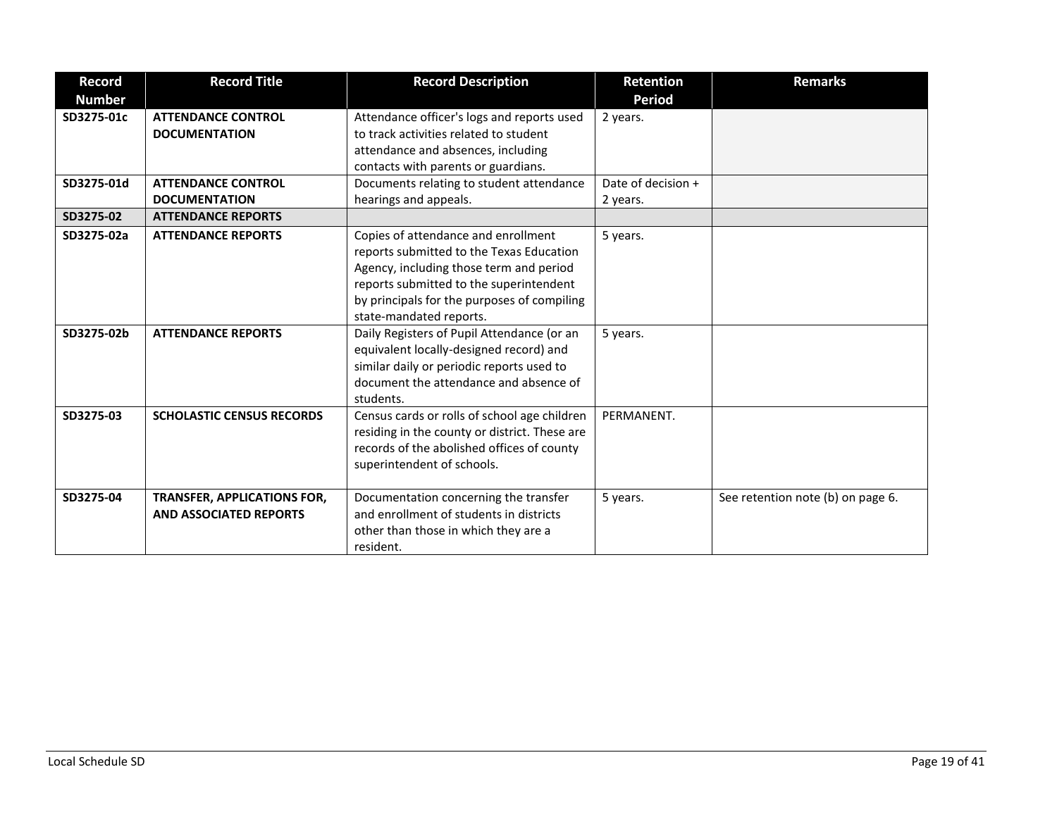| Record Number | Record Title | Record Description | Retention Period | Remarks |
|---|---|---|---|---|
| **SD3275-01c** | **ATTENDANCE CONTROL DOCUMENTATION** | Attendance officer's logs and reports used to track activities related to student attendance and absences, including contacts with parents or guardians. | 2 years. | |
| **SD3275-01d** | **ATTENDANCE CONTROL DOCUMENTATION** | Documents relating to student attendance hearings and appeals. | Date of decision + 2 years. | |
| **SD3275-02** | **ATTENDANCE REPORTS** | | | |
| **SD3275-02a** | **ATTENDANCE REPORTS** | Copies of attendance and enrollment reports submitted to the Texas Education Agency, including those term and period reports submitted to the superintendent by principals for the purposes of compiling state-mandated reports. | 5 years. | |
| **SD3275-02b** | **ATTENDANCE REPORTS** | Daily Registers of Pupil Attendance (or an equivalent locally-designed record) and similar daily or periodic reports used to document the attendance and absence of students. | 5 years. | |
| **SD3275-03** | **SCHOLASTIC CENSUS RECORDS** | Census cards or rolls of school age children residing in the county or district. These are records of the abolished offices of county superintendent of schools. | PERMANENT. | |
| **SD3275-04** | **TRANSFER, APPLICATIONS FOR, AND ASSOCIATED REPORTS** | Documentation concerning the transfer and enrollment of students in districts other than those in which they are a resident. | 5 years. | See retention note (b) on page 6. |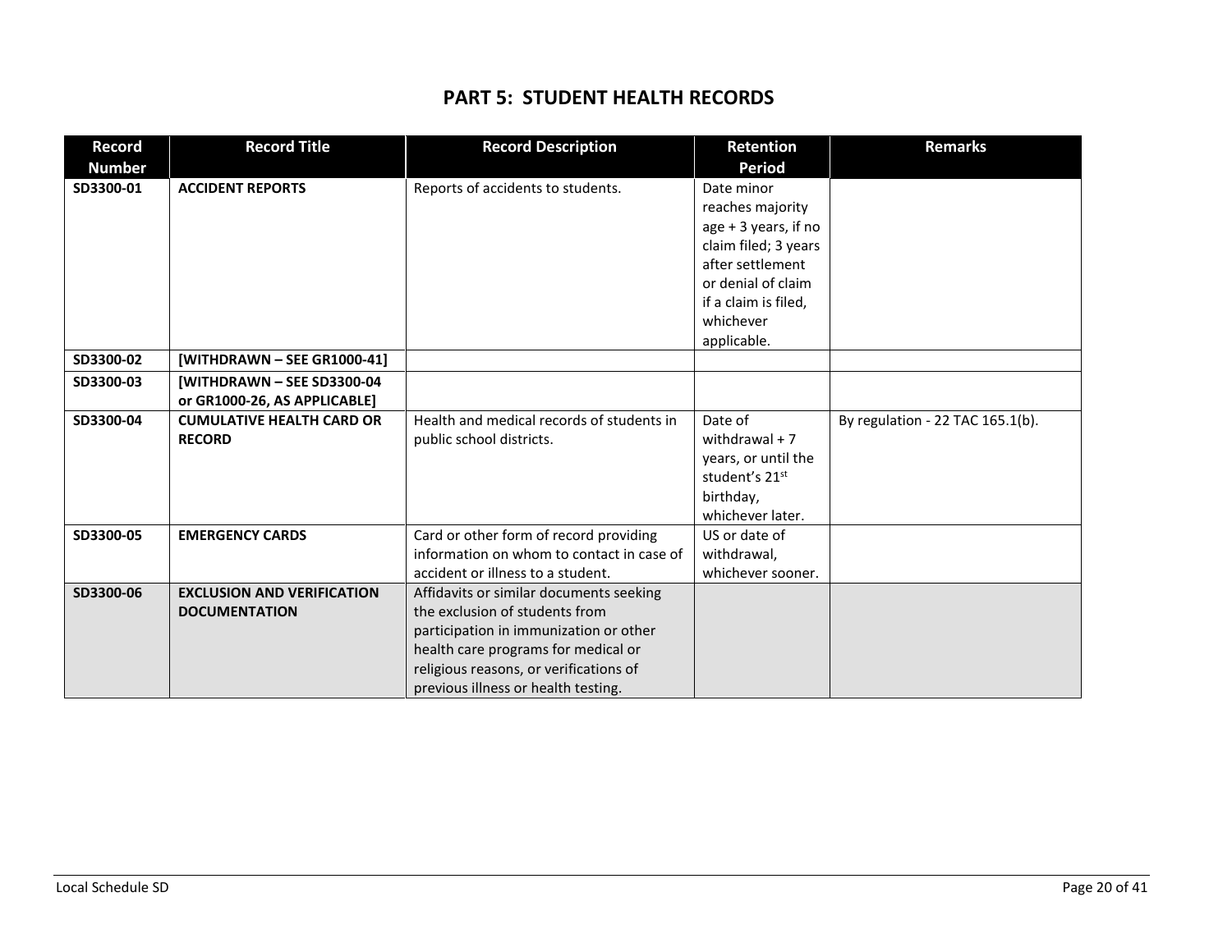# PART 5: STUDENT HEALTH RECORDS

| Record Number | Record Title | Record Description | Retention Period | Remarks |
|---|---|---|---|---|
| **SD3300-01** | **ACCIDENT REPORTS** | Reports of accidents to students. | Date minor reaches majority age + 3 years, if no claim filed; 3 years after settlement or denial of claim if a claim is filed, whichever applicable. | |
| **SD3300-02** | **[WITHDRAWN – SEE GR1000-41]** | | | |
| **SD3300-03** | **[WITHDRAWN – SEE SD3300-04 or GR1000-26, AS APPLICABLE]** | | | |
| **SD3300-04** | **CUMULATIVE HEALTH CARD OR RECORD** | Health and medical records of students in public school districts. | Date of withdrawal + 7 years, or until the student's 21st birthday, whichever later. | By regulation - 22 TAC 165.1(b). |
| **SD3300-05** | **EMERGENCY CARDS** | Card or other form of record providing information on whom to contact in case of accident or illness to a student. | US or date of withdrawal, whichever sooner. | |
| **SD3300-06** | **EXCLUSION AND VERIFICATION DOCUMENTATION** | Affidavits or similar documents seeking the exclusion of students from participation in immunization or other health care programs for medical or religious reasons, or verifications of previous illness or health testing. | | |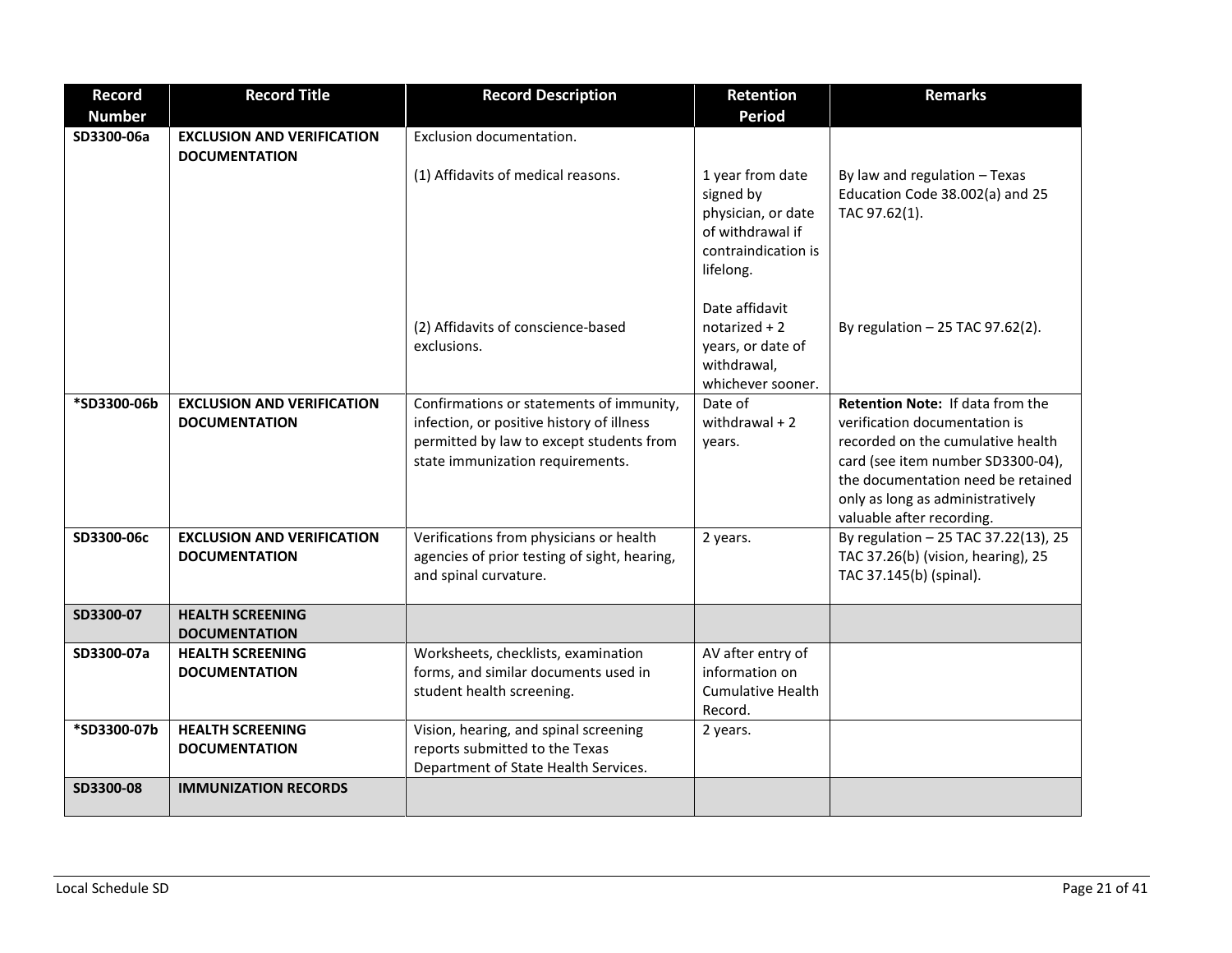| Record Number | Record Title | Record Description | Retention Period | Remarks |
|---|---|---|---|---|
| SD3300-06a | **EXCLUSION AND VERIFICATION DOCUMENTATION** | Exclusion documentation.<br><br>(1) Affidavits of medical reasons.<br><br>(2) Affidavits of conscience-based exclusions. | <br><br>1 year from date signed by physician, or date of withdrawal if contraindication is lifelong.<br><br>Date affidavit notarized + 2 years, or date of withdrawal, whichever sooner. | <br><br>By law and regulation – Texas Education Code 38.002(a) and 25 TAC 97.62(1).<br><br>By regulation – 25 TAC 97.62(2). |
| *SD3300-06b | **EXCLUSION AND VERIFICATION DOCUMENTATION** | Confirmations or statements of immunity, infection, or positive history of illness permitted by law to except students from state immunization requirements. | Date of withdrawal + 2 years. | **Retention Note:** If data from the verification documentation is recorded on the cumulative health card (see item number SD3300-04), the documentation need be retained only as long as administratively valuable after recording. |
| SD3300-06c | **EXCLUSION AND VERIFICATION DOCUMENTATION** | Verifications from physicians or health agencies of prior testing of sight, hearing, and spinal curvature. | 2 years. | By regulation – 25 TAC 37.22(13), 25 TAC 37.26(b) (vision, hearing), 25 TAC 37.145(b) (spinal). |
| SD3300-07 | **HEALTH SCREENING DOCUMENTATION** | | | |
| SD3300-07a | **HEALTH SCREENING DOCUMENTATION** | Worksheets, checklists, examination forms, and similar documents used in student health screening. | AV after entry of information on Cumulative Health Record. | |
| *SD3300-07b | **HEALTH SCREENING DOCUMENTATION** | Vision, hearing, and spinal screening reports submitted to the Texas Department of State Health Services. | 2 years. | |
| SD3300-08 | **IMMUNIZATION RECORDS** | | | |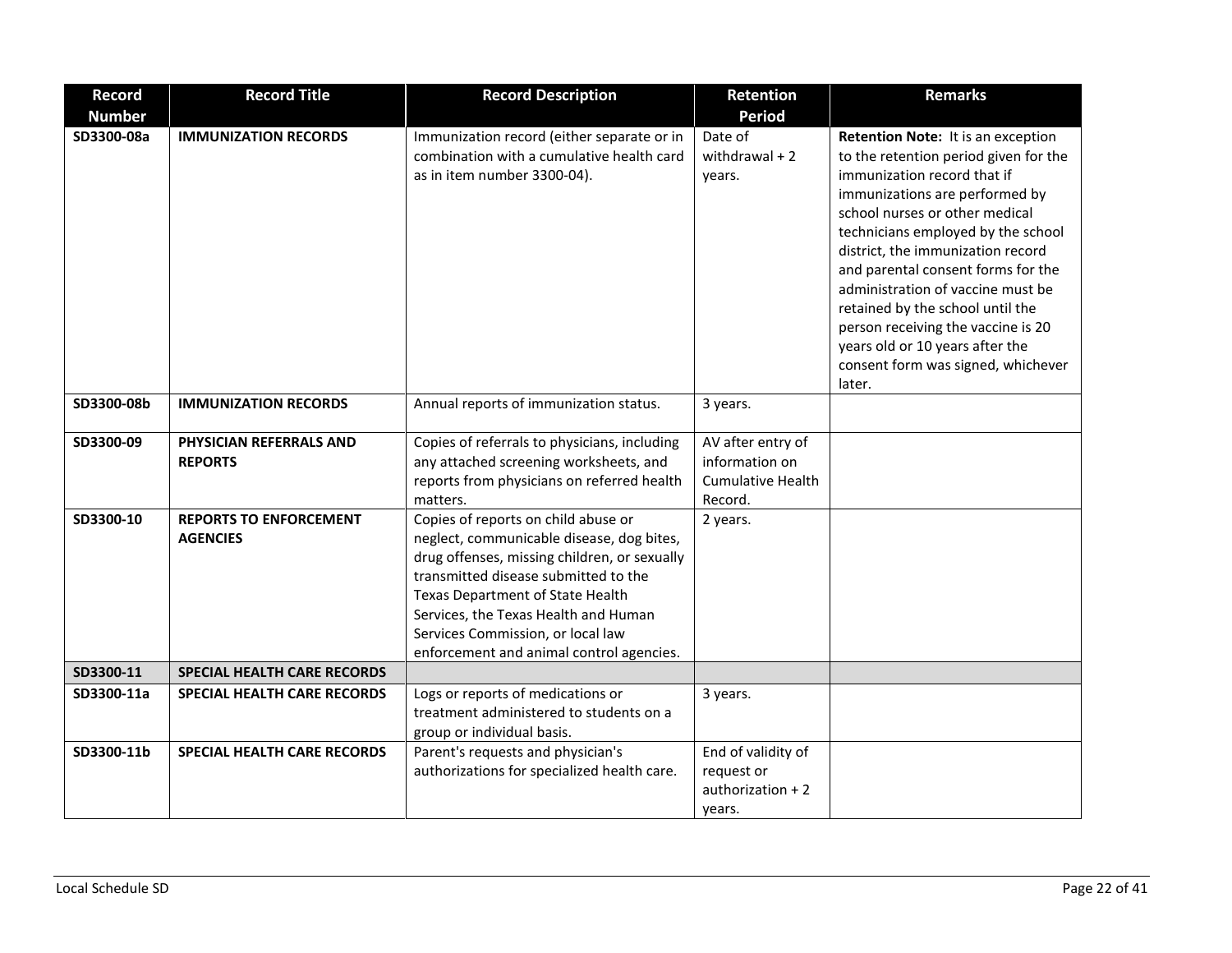| Record Number | Record Title | Record Description | Retention Period | Remarks |
|---|---|---|---|---|
| **SD3300-08a** | **IMMUNIZATION RECORDS** | Immunization record (either separate or in combination with a cumulative health card as in item number 3300-04). | Date of withdrawal + 2 years. | **Retention Note:** It is an exception to the retention period given for the immunization record that if immunizations are performed by school nurses or other medical technicians employed by the school district, the immunization record and parental consent forms for the administration of vaccine must be retained by the school until the person receiving the vaccine is 20 years old or 10 years after the consent form was signed, whichever later. |
| **SD3300-08b** | **IMMUNIZATION RECORDS** | Annual reports of immunization status. | 3 years. | |
| **SD3300-09** | **PHYSICIAN REFERRALS AND REPORTS** | Copies of referrals to physicians, including any attached screening worksheets, and reports from physicians on referred health matters. | AV after entry of information on Cumulative Health Record. | |
| **SD3300-10** | **REPORTS TO ENFORCEMENT AGENCIES** | Copies of reports on child abuse or neglect, communicable disease, dog bites, drug offenses, missing children, or sexually transmitted disease submitted to the Texas Department of State Health Services, the Texas Health and Human Services Commission, or local law enforcement and animal control agencies. | 2 years. | |
| **SD3300-11** | **SPECIAL HEALTH CARE RECORDS** | | | |
| **SD3300-11a** | **SPECIAL HEALTH CARE RECORDS** | Logs or reports of medications or treatment administered to students on a group or individual basis. | 3 years. | |
| **SD3300-11b** | **SPECIAL HEALTH CARE RECORDS** | Parent's requests and physician's authorizations for specialized health care. | End of validity of request or authorization + 2 years. | |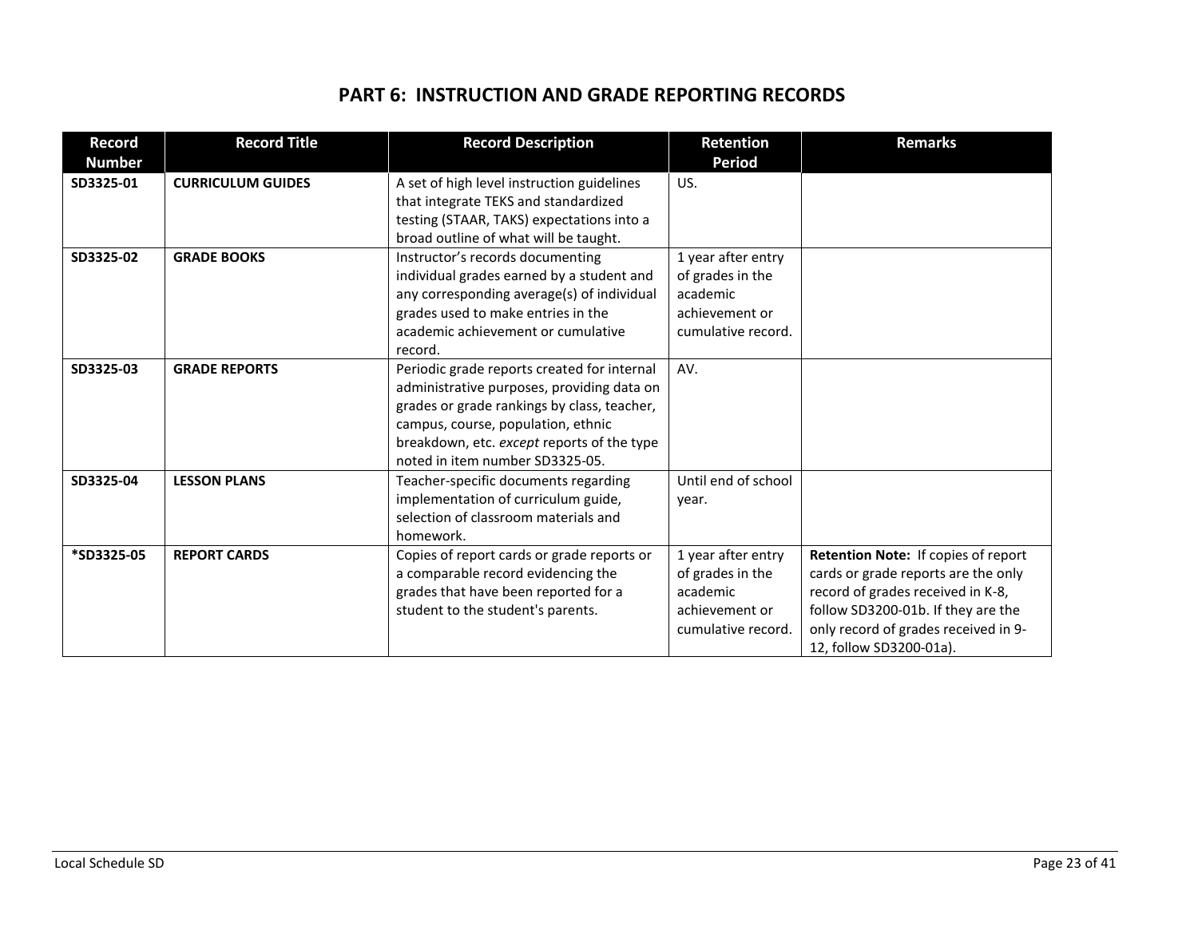# PART 6: INSTRUCTION AND GRADE REPORTING RECORDS

| Record Number | Record Title | Record Description | Retention Period | Remarks |
|---|---|---|---|---|
| **SD3325-01** | **CURRICULUM GUIDES** | A set of high level instruction guidelines that integrate TEKS and standardized testing (STAAR, TAKS) expectations into a broad outline of what will be taught. | US. | |
| **SD3325-02** | **GRADE BOOKS** | Instructor's records documenting individual grades earned by a student and any corresponding average(s) of individual grades used to make entries in the academic achievement or cumulative record. | 1 year after entry of grades in the academic achievement or cumulative record. | |
| **SD3325-03** | **GRADE REPORTS** | Periodic grade reports created for internal administrative purposes, providing data on grades or grade rankings by class, teacher, campus, course, population, ethnic breakdown, etc. *except* reports of the type noted in item number SD3325-05. | AV. | |
| **SD3325-04** | **LESSON PLANS** | Teacher-specific documents regarding implementation of curriculum guide, selection of classroom materials and homework. | Until end of school year. | |
| ***SD3325-05** | **REPORT CARDS** | Copies of report cards or grade reports or a comparable record evidencing the grades that have been reported for a student to the student's parents. | 1 year after entry of grades in the academic achievement or cumulative record. | **Retention Note:** If copies of report cards or grade reports are the only record of grades received in K-8, follow SD3200-01b. If they are the only record of grades received in 9-12, follow SD3200-01a). |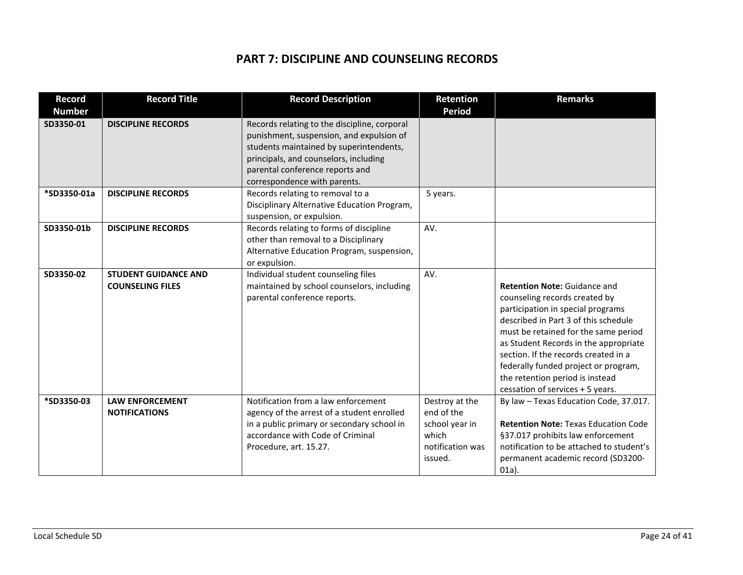# PART 7: DISCIPLINE AND COUNSELING RECORDS

| Record Number | Record Title | Record Description | Retention Period | Remarks |
|---|---|---|---|---|
| SD3350-01 | **DISCIPLINE RECORDS** | Records relating to the discipline, corporal punishment, suspension, and expulsion of students maintained by superintendents, principals, and counselors, including parental conference reports and correspondence with parents. | | |
| *SD3350-01a | **DISCIPLINE RECORDS** | Records relating to removal to a Disciplinary Alternative Education Program, suspension, or expulsion. | 5 years. | |
| SD3350-01b | **DISCIPLINE RECORDS** | Records relating to forms of discipline other than removal to a Disciplinary Alternative Education Program, suspension, or expulsion. | AV. | |
| SD3350-02 | **STUDENT GUIDANCE AND COUNSELING FILES** | Individual student counseling files maintained by school counselors, including parental conference reports. | AV. | **Retention Note:** Guidance and counseling records created by participation in special programs described in Part 3 of this schedule must be retained for the same period as Student Records in the appropriate section. If the records created in a federally funded project or program, the retention period is instead cessation of services + 5 years. |
| *SD3350-03 | **LAW ENFORCEMENT NOTIFICATIONS** | Notification from a law enforcement agency of the arrest of a student enrolled in a public primary or secondary school in accordance with Code of Criminal Procedure, art. 15.27. | Destroy at the end of the school year in which notification was issued. | By law – Texas Education Code, 37.017.<br><br>**Retention Note:** Texas Education Code §37.017 prohibits law enforcement notification to be attached to student's permanent academic record (SD3200-01a). |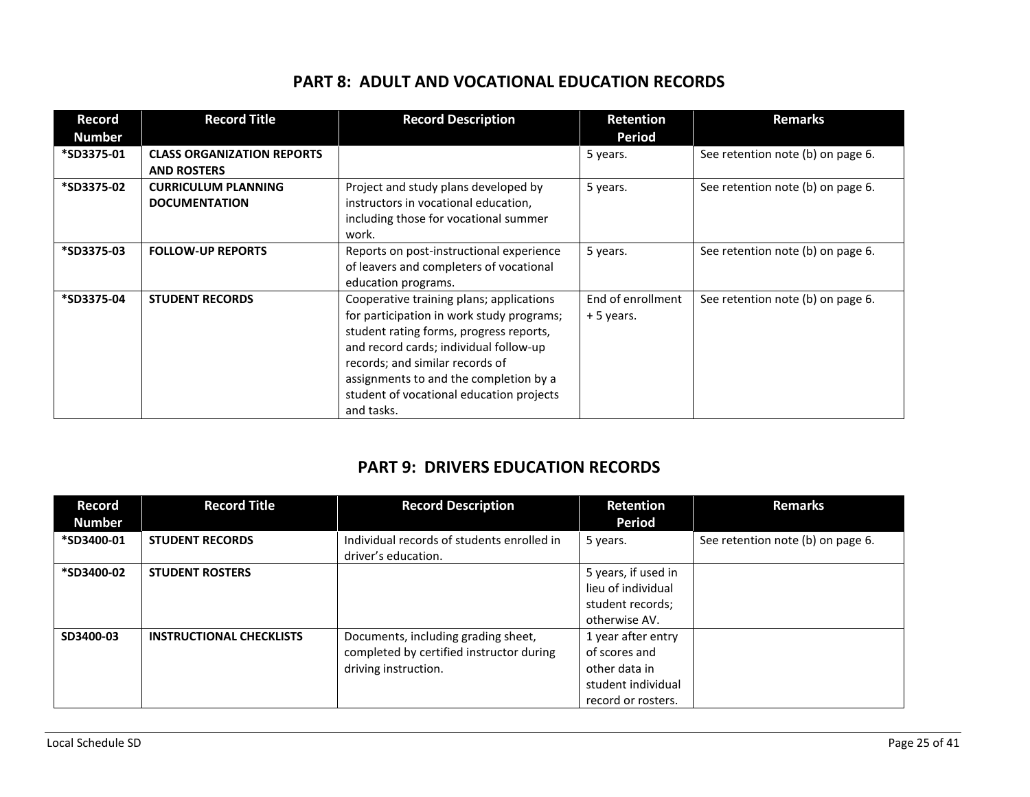## PART 8: ADULT AND VOCATIONAL EDUCATION RECORDS

| Record Number | Record Title | Record Description | Retention Period | Remarks |
|---|---|---|---|---|
| *SD3375-01 | **CLASS ORGANIZATION REPORTS AND ROSTERS** | | 5 years. | See retention note (b) on page 6. |
| *SD3375-02 | **CURRICULUM PLANNING DOCUMENTATION** | Project and study plans developed by instructors in vocational education, including those for vocational summer work. | 5 years. | See retention note (b) on page 6. |
| *SD3375-03 | **FOLLOW-UP REPORTS** | Reports on post-instructional experience of leavers and completers of vocational education programs. | 5 years. | See retention note (b) on page 6. |
| *SD3375-04 | **STUDENT RECORDS** | Cooperative training plans; applications for participation in work study programs; student rating forms, progress reports, and record cards; individual follow-up records; and similar records of assignments to and the completion by a student of vocational education projects and tasks. | End of enrollment + 5 years. | See retention note (b) on page 6. |

## PART 9: DRIVERS EDUCATION RECORDS

| Record Number | Record Title | Record Description | Retention Period | Remarks |
|---|---|---|---|---|
| *SD3400-01 | **STUDENT RECORDS** | Individual records of students enrolled in driver's education. | 5 years. | See retention note (b) on page 6. |
| *SD3400-02 | **STUDENT ROSTERS** | | 5 years, if used in lieu of individual student records; otherwise AV. | |
| SD3400-03 | **INSTRUCTIONAL CHECKLISTS** | Documents, including grading sheet, completed by certified instructor during driving instruction. | 1 year after entry of scores and other data in student individual record or rosters. | |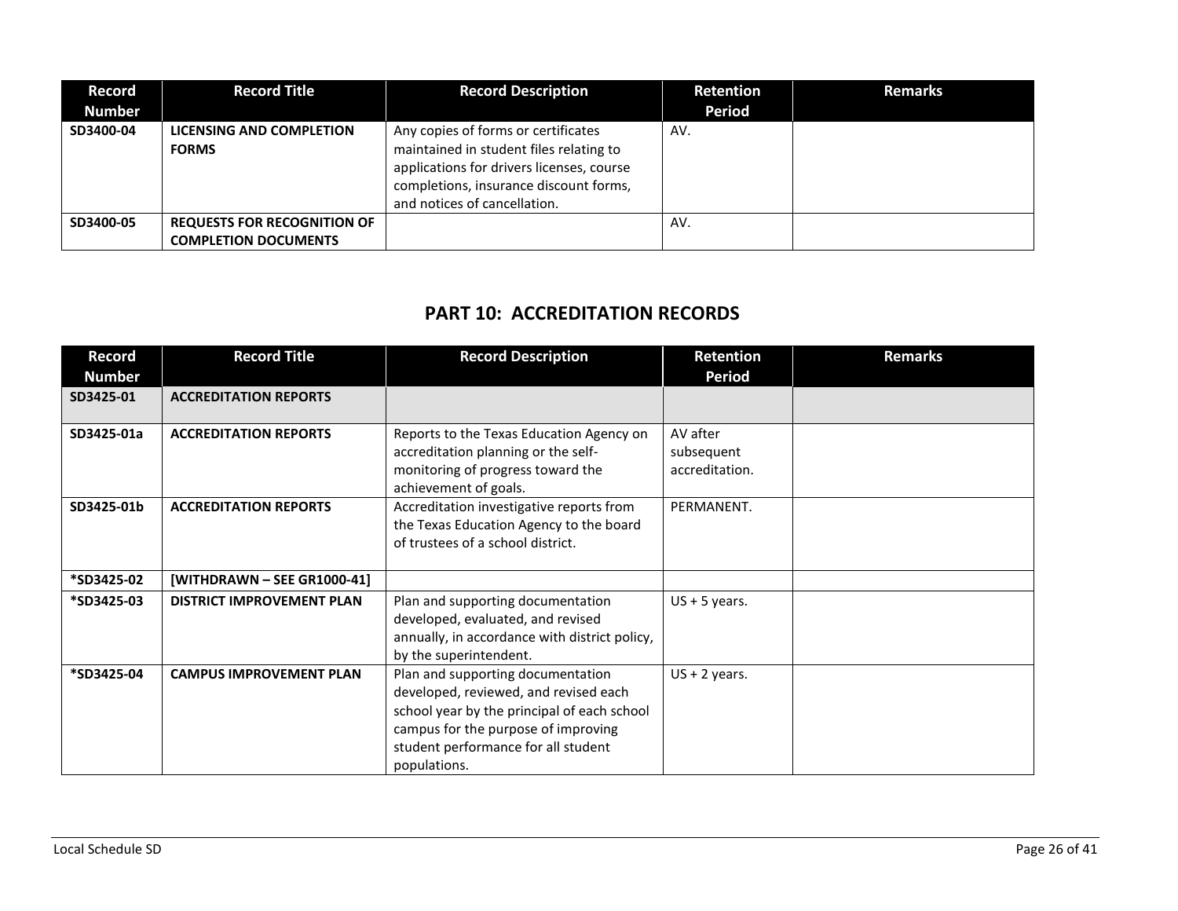| Record Number | Record Title | Record Description | Retention Period | Remarks |
|---|---|---|---|---|
| **SD3400-04** | **LICENSING AND COMPLETION FORMS** | Any copies of forms or certificates maintained in student files relating to applications for drivers licenses, course completions, insurance discount forms, and notices of cancellation. | AV. | |
| **SD3400-05** | **REQUESTS FOR RECOGNITION OF COMPLETION DOCUMENTS** | | AV. | |

## PART 10: ACCREDITATION RECORDS

| Record Number | Record Title | Record Description | Retention Period | Remarks |
|---|---|---|---|---|
| **SD3425-01** | **ACCREDITATION REPORTS** | | | |
| **SD3425-01a** | **ACCREDITATION REPORTS** | Reports to the Texas Education Agency on accreditation planning or the self-monitoring of progress toward the achievement of goals. | AV after subsequent accreditation. | |
| **SD3425-01b** | **ACCREDITATION REPORTS** | Accreditation investigative reports from the Texas Education Agency to the board of trustees of a school district. | PERMANENT. | |
| ***SD3425-02** | **[WITHDRAWN – SEE GR1000-41]** | | | |
| ***SD3425-03** | **DISTRICT IMPROVEMENT PLAN** | Plan and supporting documentation developed, evaluated, and revised annually, in accordance with district policy, by the superintendent. | US + 5 years. | |
| ***SD3425-04** | **CAMPUS IMPROVEMENT PLAN** | Plan and supporting documentation developed, reviewed, and revised each school year by the principal of each school campus for the purpose of improving student performance for all student populations. | US + 2 years. | |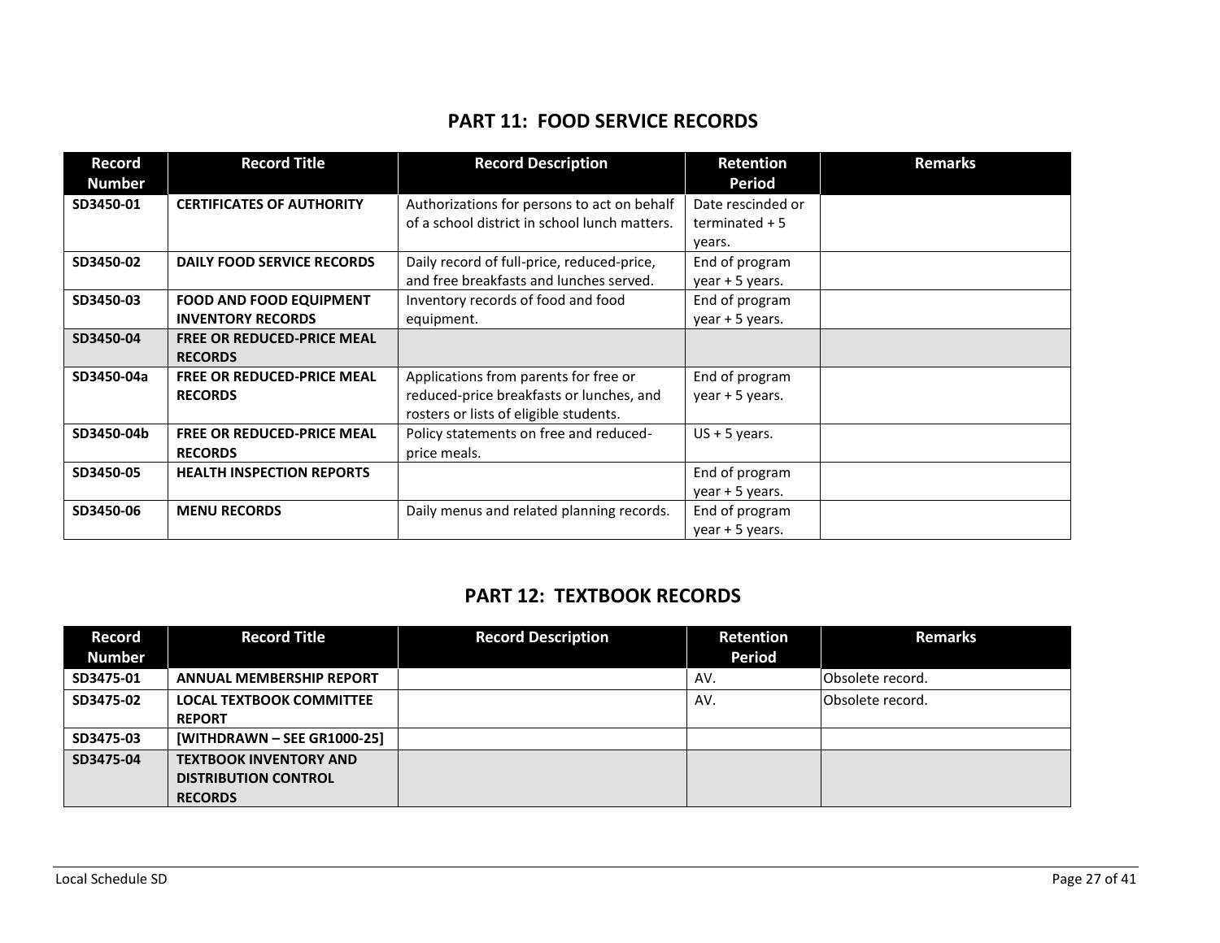## PART 11: FOOD SERVICE RECORDS

| Record Number | Record Title | Record Description | Retention Period | Remarks |
|---|---|---|---|---|
| SD3450-01 | **CERTIFICATES OF AUTHORITY** | Authorizations for persons to act on behalf of a school district in school lunch matters. | Date rescinded or terminated + 5 years. | |
| SD3450-02 | **DAILY FOOD SERVICE RECORDS** | Daily record of full-price, reduced-price, and free breakfasts and lunches served. | End of program year + 5 years. | |
| SD3450-03 | **FOOD AND FOOD EQUIPMENT INVENTORY RECORDS** | Inventory records of food and food equipment. | End of program year + 5 years. | |
| SD3450-04 | **FREE OR REDUCED-PRICE MEAL RECORDS** | | | |
| SD3450-04a | **FREE OR REDUCED-PRICE MEAL RECORDS** | Applications from parents for free or reduced-price breakfasts or lunches, and rosters or lists of eligible students. | End of program year + 5 years. | |
| SD3450-04b | **FREE OR REDUCED-PRICE MEAL RECORDS** | Policy statements on free and reduced-price meals. | US + 5 years. | |
| SD3450-05 | **HEALTH INSPECTION REPORTS** | | End of program year + 5 years. | |
| SD3450-06 | **MENU RECORDS** | Daily menus and related planning records. | End of program year + 5 years. | |

## PART 12: TEXTBOOK RECORDS

| Record Number | Record Title | Record Description | Retention Period | Remarks |
|---|---|---|---|---|
| SD3475-01 | **ANNUAL MEMBERSHIP REPORT** | | AV. | Obsolete record. |
| SD3475-02 | **LOCAL TEXTBOOK COMMITTEE REPORT** | | AV. | Obsolete record. |
| SD3475-03 | **[WITHDRAWN – SEE GR1000-25]** | | | |
| SD3475-04 | **TEXTBOOK INVENTORY AND DISTRIBUTION CONTROL RECORDS** | | | |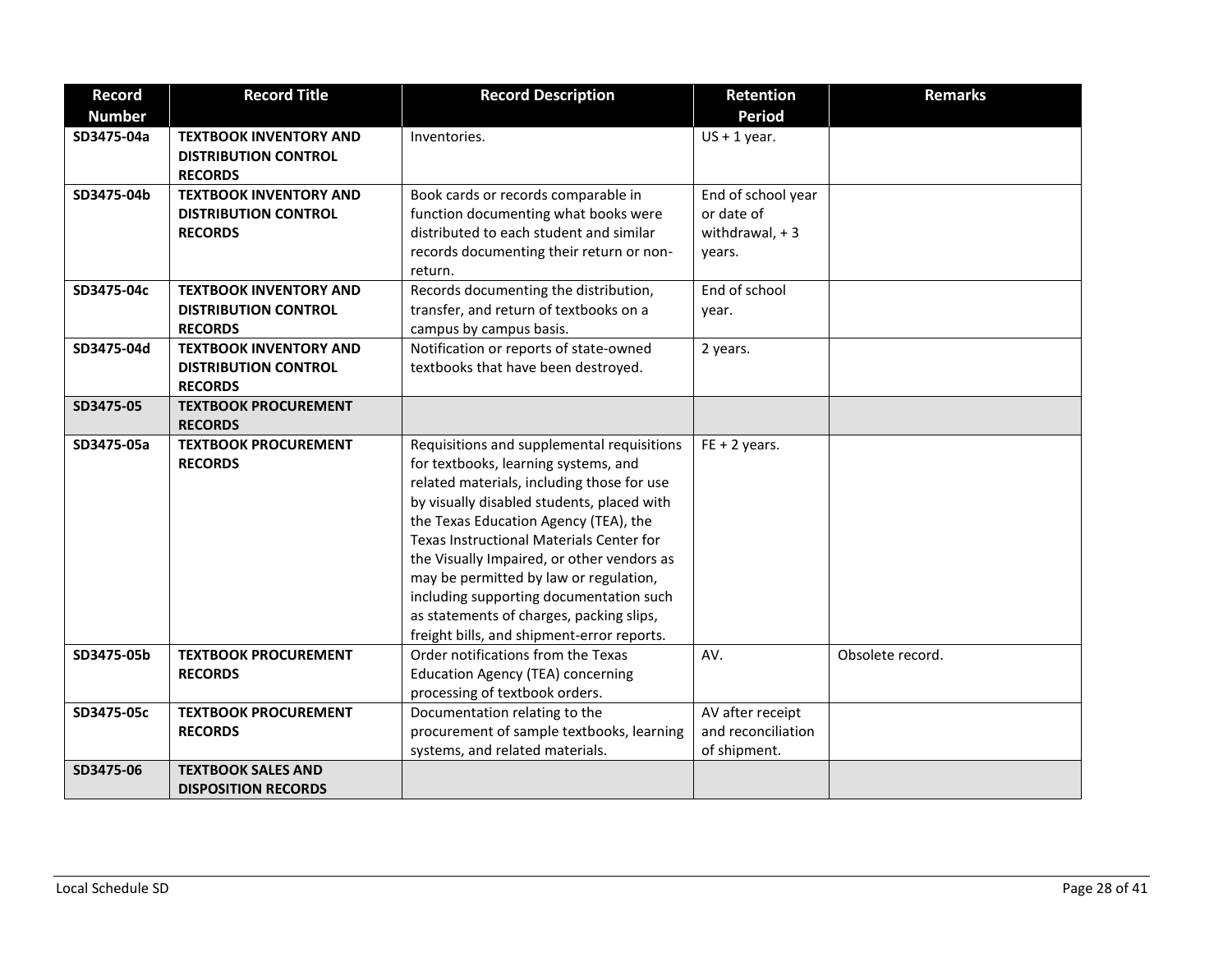| Record Number | Record Title | Record Description | Retention Period | Remarks |
|---|---|---|---|---|
| **SD3475-04a** | **TEXTBOOK INVENTORY AND DISTRIBUTION CONTROL RECORDS** | Inventories. | US + 1 year. | |
| **SD3475-04b** | **TEXTBOOK INVENTORY AND DISTRIBUTION CONTROL RECORDS** | Book cards or records comparable in function documenting what books were distributed to each student and similar records documenting their return or non-return. | End of school year or date of withdrawal, + 3 years. | |
| **SD3475-04c** | **TEXTBOOK INVENTORY AND DISTRIBUTION CONTROL RECORDS** | Records documenting the distribution, transfer, and return of textbooks on a campus by campus basis. | End of school year. | |
| **SD3475-04d** | **TEXTBOOK INVENTORY AND DISTRIBUTION CONTROL RECORDS** | Notification or reports of state-owned textbooks that have been destroyed. | 2 years. | |
| **SD3475-05** | **TEXTBOOK PROCUREMENT RECORDS** | | | |
| **SD3475-05a** | **TEXTBOOK PROCUREMENT RECORDS** | Requisitions and supplemental requisitions for textbooks, learning systems, and related materials, including those for use by visually disabled students, placed with the Texas Education Agency (TEA), the Texas Instructional Materials Center for the Visually Impaired, or other vendors as may be permitted by law or regulation, including supporting documentation such as statements of charges, packing slips, freight bills, and shipment-error reports. | FE + 2 years. | |
| **SD3475-05b** | **TEXTBOOK PROCUREMENT RECORDS** | Order notifications from the Texas Education Agency (TEA) concerning processing of textbook orders. | AV. | Obsolete record. |
| **SD3475-05c** | **TEXTBOOK PROCUREMENT RECORDS** | Documentation relating to the procurement of sample textbooks, learning systems, and related materials. | AV after receipt and reconciliation of shipment. | |
| **SD3475-06** | **TEXTBOOK SALES AND DISPOSITION RECORDS** | | | |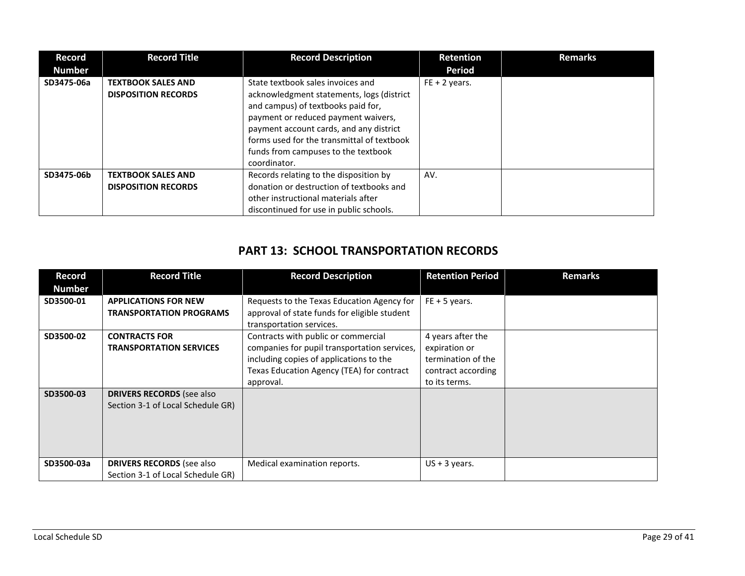| Record Number | Record Title | Record Description | Retention Period | Remarks |
|---|---|---|---|---|
| **SD3475-06a** | **TEXTBOOK SALES AND DISPOSITION RECORDS** | State textbook sales invoices and acknowledgment statements, logs (district and campus) of textbooks paid for, payment or reduced payment waivers, payment account cards, and any district forms used for the transmittal of textbook funds from campuses to the textbook coordinator. | FE + 2 years. | |
| **SD3475-06b** | **TEXTBOOK SALES AND DISPOSITION RECORDS** | Records relating to the disposition by donation or destruction of textbooks and other instructional materials after discontinued for use in public schools. | AV. | |

## PART 13: SCHOOL TRANSPORTATION RECORDS

| Record Number | Record Title | Record Description | Retention Period | Remarks |
|---|---|---|---|---|
| **SD3500-01** | **APPLICATIONS FOR NEW TRANSPORTATION PROGRAMS** | Requests to the Texas Education Agency for approval of state funds for eligible student transportation services. | FE + 5 years. | |
| **SD3500-02** | **CONTRACTS FOR TRANSPORTATION SERVICES** | Contracts with public or commercial companies for pupil transportation services, including copies of applications to the Texas Education Agency (TEA) for contract approval. | 4 years after the expiration or termination of the contract according to its terms. | |
| **SD3500-03** | **DRIVERS RECORDS** (see also Section 3-1 of Local Schedule GR) | | | |
| **SD3500-03a** | **DRIVERS RECORDS** (see also Section 3-1 of Local Schedule GR) | Medical examination reports. | US + 3 years. | |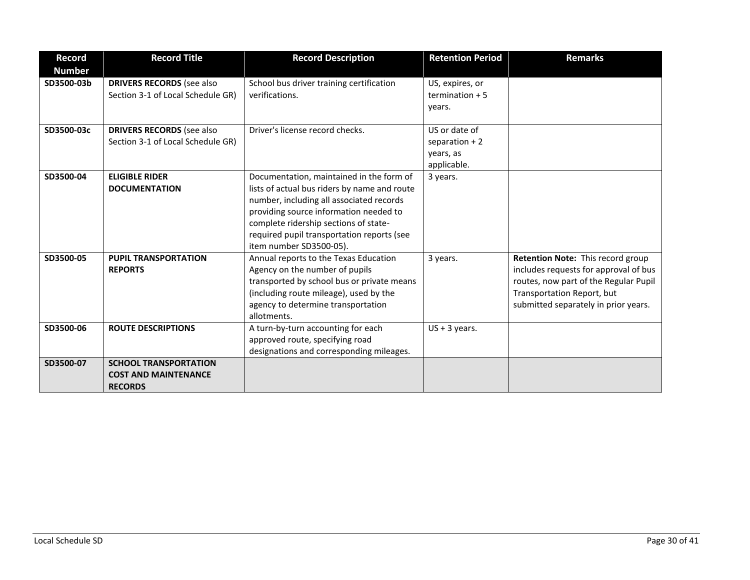| Record Number | Record Title | Record Description | Retention Period | Remarks |
|---|---|---|---|---|
| SD3500-03b | **DRIVERS RECORDS** (see also Section 3-1 of Local Schedule GR) | School bus driver training certification verifications. | US, expires, or termination + 5 years. | |
| SD3500-03c | **DRIVERS RECORDS** (see also Section 3-1 of Local Schedule GR) | Driver's license record checks. | US or date of separation + 2 years, as applicable. | |
| SD3500-04 | **ELIGIBLE RIDER DOCUMENTATION** | Documentation, maintained in the form of lists of actual bus riders by name and route number, including all associated records providing source information needed to complete ridership sections of state-required pupil transportation reports (see item number SD3500-05). | 3 years. | |
| SD3500-05 | **PUPIL TRANSPORTATION REPORTS** | Annual reports to the Texas Education Agency on the number of pupils transported by school bus or private means (including route mileage), used by the agency to determine transportation allotments. | 3 years. | **Retention Note:** This record group includes requests for approval of bus routes, now part of the Regular Pupil Transportation Report, but submitted separately in prior years. |
| SD3500-06 | **ROUTE DESCRIPTIONS** | A turn-by-turn accounting for each approved route, specifying road designations and corresponding mileages. | US + 3 years. | |
| SD3500-07 | **SCHOOL TRANSPORTATION COST AND MAINTENANCE RECORDS** | | | |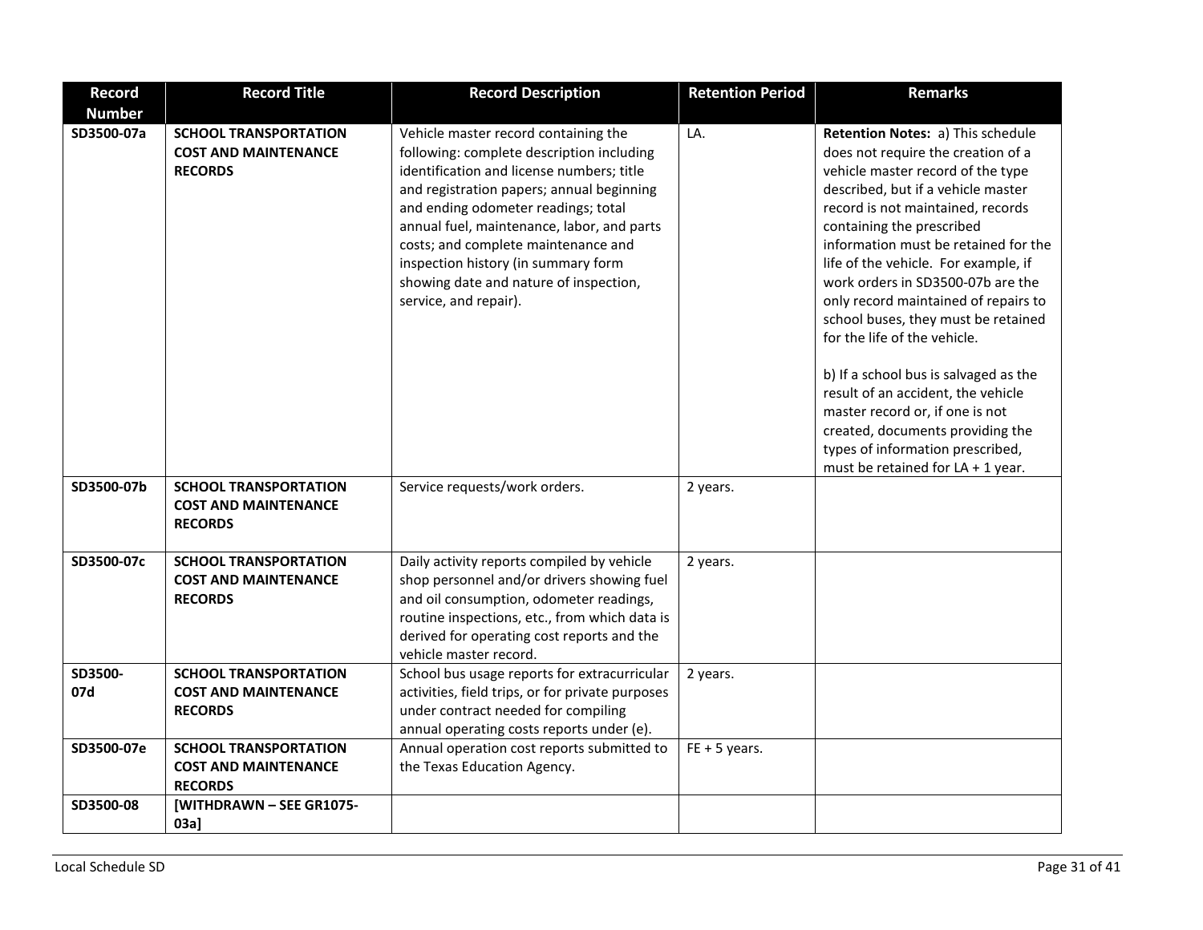| Record Number | Record Title | Record Description | Retention Period | Remarks |
|---|---|---|---|---|
| SD3500-07a | **SCHOOL TRANSPORTATION COST AND MAINTENANCE RECORDS** | Vehicle master record containing the following: complete description including identification and license numbers; title and registration papers; annual beginning and ending odometer readings; total annual fuel, maintenance, labor, and parts costs; and complete maintenance and inspection history (in summary form showing date and nature of inspection, service, and repair). | LA. | **Retention Notes:** a) This schedule does not require the creation of a vehicle master record of the type described, but if a vehicle master record is not maintained, records containing the prescribed information must be retained for the life of the vehicle. For example, if work orders in SD3500-07b are the only record maintained of repairs to school buses, they must be retained for the life of the vehicle.<br><br>b) If a school bus is salvaged as the result of an accident, the vehicle master record or, if one is not created, documents providing the types of information prescribed, must be retained for LA + 1 year. |
| SD3500-07b | **SCHOOL TRANSPORTATION COST AND MAINTENANCE RECORDS** | Service requests/work orders. | 2 years. | |
| SD3500-07c | **SCHOOL TRANSPORTATION COST AND MAINTENANCE RECORDS** | Daily activity reports compiled by vehicle shop personnel and/or drivers showing fuel and oil consumption, odometer readings, routine inspections, etc., from which data is derived for operating cost reports and the vehicle master record. | 2 years. | |
| SD3500-07d | **SCHOOL TRANSPORTATION COST AND MAINTENANCE RECORDS** | School bus usage reports for extracurricular activities, field trips, or for private purposes under contract needed for compiling annual operating costs reports under (e). | 2 years. | |
| SD3500-07e | **SCHOOL TRANSPORTATION COST AND MAINTENANCE RECORDS** | Annual operation cost reports submitted to the Texas Education Agency. | FE + 5 years. | |
| SD3500-08 | **[WITHDRAWN – SEE GR1075-03a]** | | | |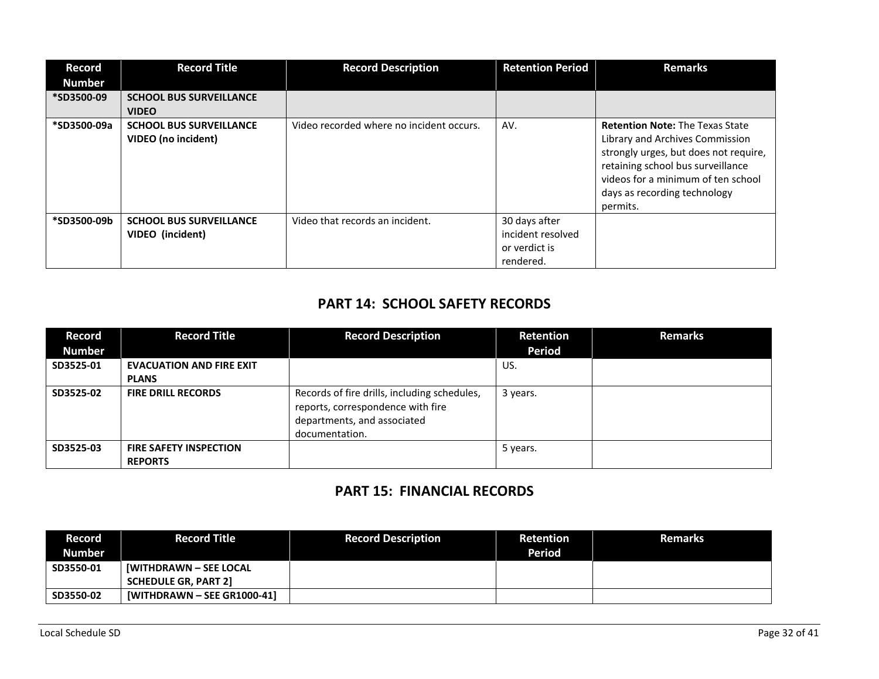| Record Number | Record Title | Record Description | Retention Period | Remarks |
|---|---|---|---|---|
| *SD3500-09 | **SCHOOL BUS SURVEILLANCE VIDEO** | | | |
| *SD3500-09a | **SCHOOL BUS SURVEILLANCE VIDEO (no incident)** | Video recorded where no incident occurs. | AV. | **Retention Note:** The Texas State Library and Archives Commission strongly urges, but does not require, retaining school bus surveillance videos for a minimum of ten school days as recording technology permits. |
| *SD3500-09b | **SCHOOL BUS SURVEILLANCE VIDEO (incident)** | Video that records an incident. | 30 days after incident resolved or verdict is rendered. | |

## PART 14: SCHOOL SAFETY RECORDS

| Record Number | Record Title | Record Description | Retention Period | Remarks |
|---|---|---|---|---|
| SD3525-01 | **EVACUATION AND FIRE EXIT PLANS** | | US. | |
| SD3525-02 | **FIRE DRILL RECORDS** | Records of fire drills, including schedules, reports, correspondence with fire departments, and associated documentation. | 3 years. | |
| SD3525-03 | **FIRE SAFETY INSPECTION REPORTS** | | 5 years. | |

## PART 15: FINANCIAL RECORDS

| Record Number | Record Title | Record Description | Retention Period | Remarks |
|---|---|---|---|---|
| SD3550-01 | **[WITHDRAWN – SEE LOCAL SCHEDULE GR, PART 2]** | | | |
| SD3550-02 | **[WITHDRAWN – SEE GR1000-41]** | | | |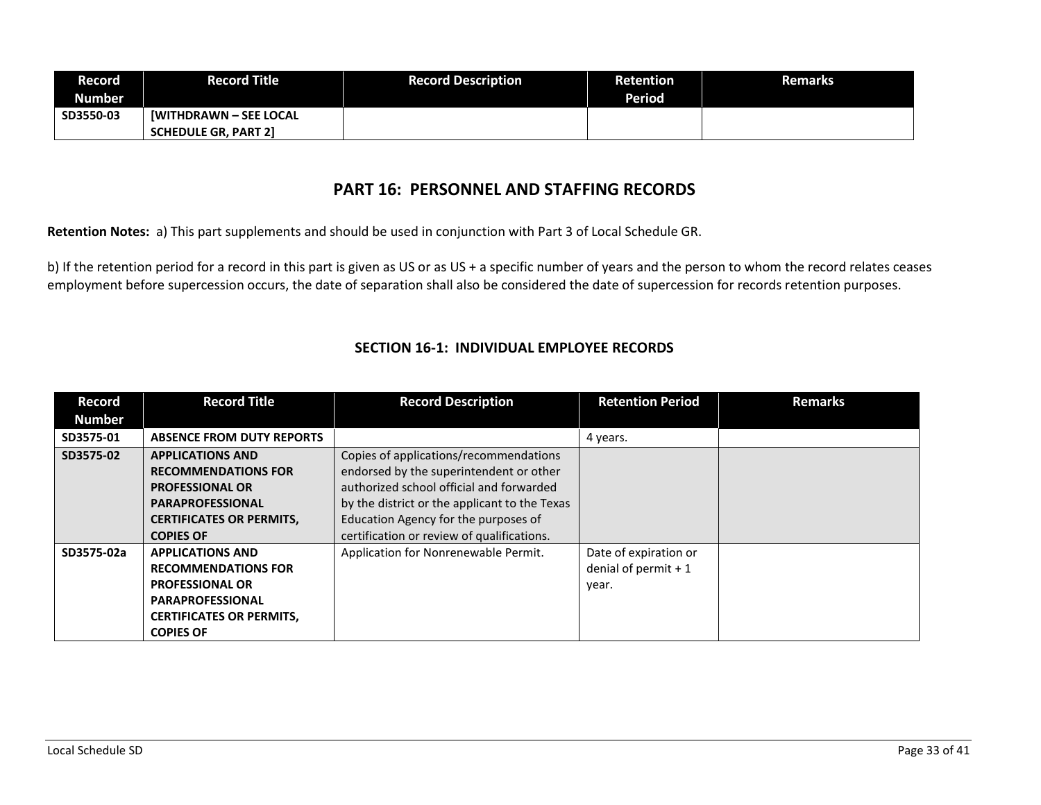| Record Number | Record Title | Record Description | Retention Period | Remarks |
|---|---|---|---|---|
| SD3550-03 | **[WITHDRAWN – SEE LOCAL SCHEDULE GR, PART 2]** | | | |

# PART 16: PERSONNEL AND STAFFING RECORDS

**Retention Notes:** a) This part supplements and should be used in conjunction with Part 3 of Local Schedule GR.

b) If the retention period for a record in this part is given as US or as US + a specific number of years and the person to whom the record relates ceases employment before supercession occurs, the date of separation shall also be considered the date of supercession for records retention purposes.

## SECTION 16-1: INDIVIDUAL EMPLOYEE RECORDS

| Record Number | Record Title | Record Description | Retention Period | Remarks |
|---|---|---|---|---|
| SD3575-01 | **ABSENCE FROM DUTY REPORTS** | | 4 years. | |
| SD3575-02 | **APPLICATIONS AND RECOMMENDATIONS FOR PROFESSIONAL OR PARAPROFESSIONAL CERTIFICATES OR PERMITS, COPIES OF** | Copies of applications/recommendations endorsed by the superintendent or other authorized school official and forwarded by the district or the applicant to the Texas Education Agency for the purposes of certification or review of qualifications. | | |
| SD3575-02a | **APPLICATIONS AND RECOMMENDATIONS FOR PROFESSIONAL OR PARAPROFESSIONAL CERTIFICATES OR PERMITS, COPIES OF** | Application for Nonrenewable Permit. | Date of expiration or denial of permit + 1 year. | |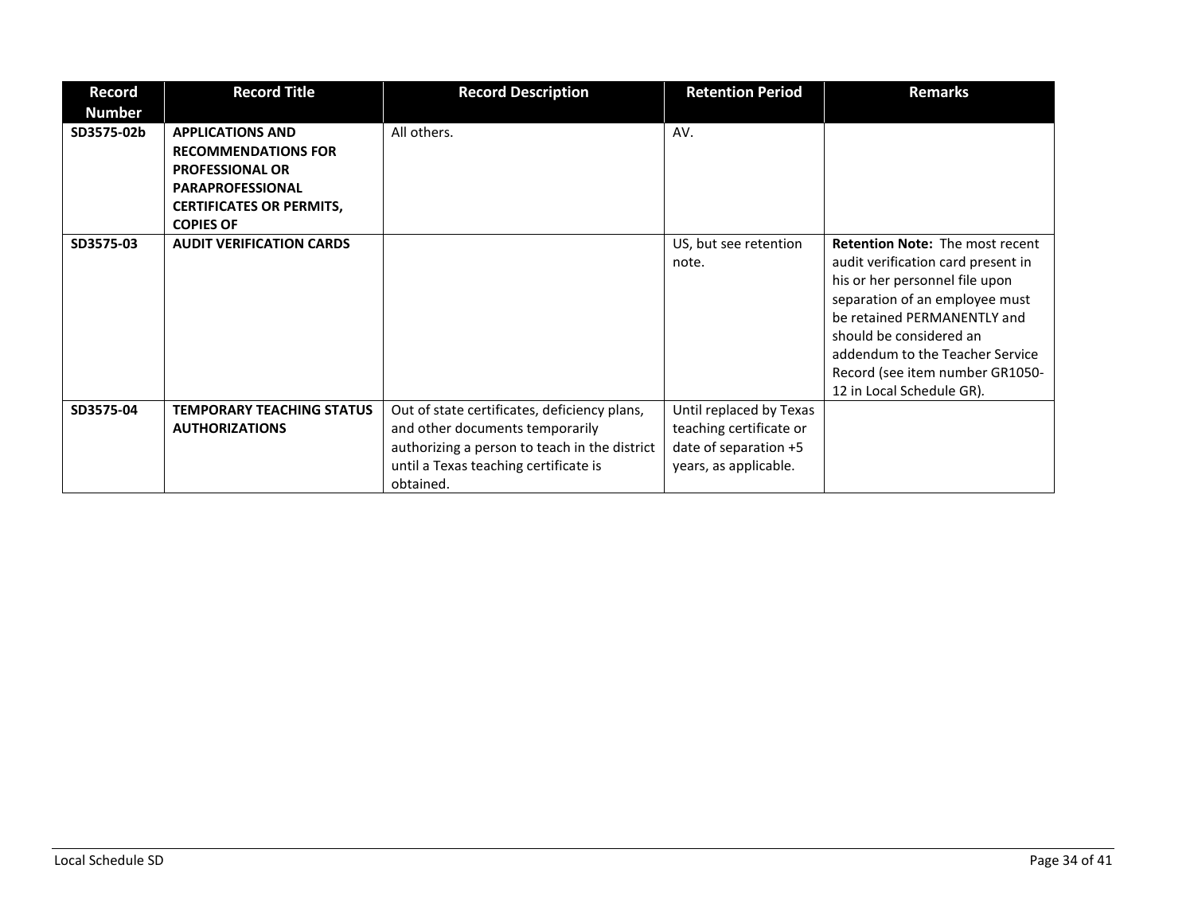| Record Number | Record Title | Record Description | Retention Period | Remarks |
|---|---|---|---|---|
| **SD3575-02b** | **APPLICATIONS AND RECOMMENDATIONS FOR PROFESSIONAL OR PARAPROFESSIONAL CERTIFICATES OR PERMITS, COPIES OF** | All others. | AV. | |
| **SD3575-03** | **AUDIT VERIFICATION CARDS** | | US, but see retention note. | **Retention Note:** The most recent audit verification card present in his or her personnel file upon separation of an employee must be retained PERMANENTLY and should be considered an addendum to the Teacher Service Record (see item number GR1050-12 in Local Schedule GR). |
| **SD3575-04** | **TEMPORARY TEACHING STATUS AUTHORIZATIONS** | Out of state certificates, deficiency plans, and other documents temporarily authorizing a person to teach in the district until a Texas teaching certificate is obtained. | Until replaced by Texas teaching certificate or date of separation +5 years, as applicable. | |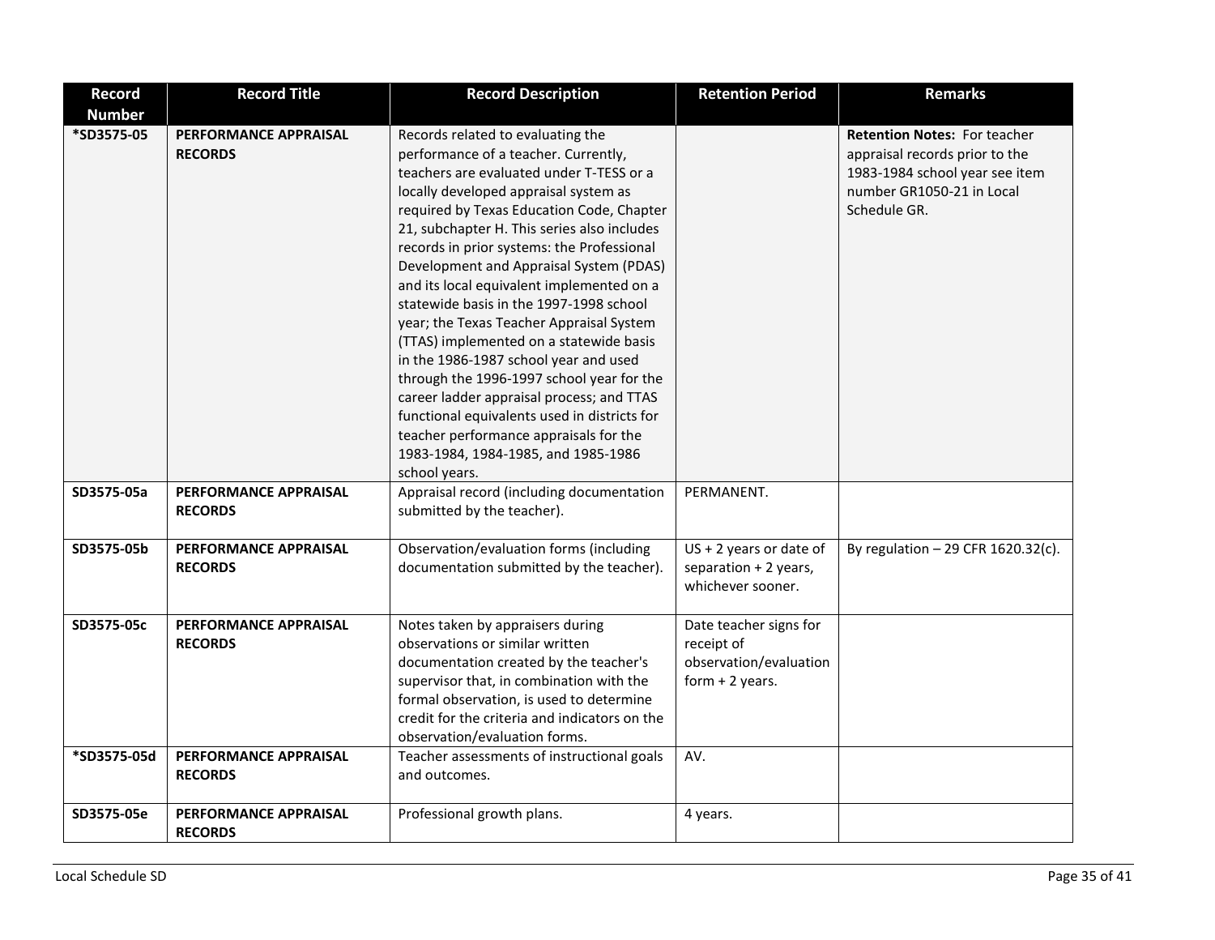| Record Number | Record Title | Record Description | Retention Period | Remarks |
|---|---|---|---|---|
| *SD3575-05 | **PERFORMANCE APPRAISAL RECORDS** | Records related to evaluating the performance of a teacher. Currently, teachers are evaluated under T-TESS or a locally developed appraisal system as required by Texas Education Code, Chapter 21, subchapter H. This series also includes records in prior systems: the Professional Development and Appraisal System (PDAS) and its local equivalent implemented on a statewide basis in the 1997-1998 school year; the Texas Teacher Appraisal System (TTAS) implemented on a statewide basis in the 1986-1987 school year and used through the 1996-1997 school year for the career ladder appraisal process; and TTAS functional equivalents used in districts for teacher performance appraisals for the 1983-1984, 1984-1985, and 1985-1986 school years. | | **Retention Notes:** For teacher appraisal records prior to the 1983-1984 school year see item number GR1050-21 in Local Schedule GR. |
| SD3575-05a | **PERFORMANCE APPRAISAL RECORDS** | Appraisal record (including documentation submitted by the teacher). | PERMANENT. | |
| SD3575-05b | **PERFORMANCE APPRAISAL RECORDS** | Observation/evaluation forms (including documentation submitted by the teacher). | US + 2 years or date of separation + 2 years, whichever sooner. | By regulation – 29 CFR 1620.32(c). |
| SD3575-05c | **PERFORMANCE APPRAISAL RECORDS** | Notes taken by appraisers during observations or similar written documentation created by the teacher's supervisor that, in combination with the formal observation, is used to determine credit for the criteria and indicators on the observation/evaluation forms. | Date teacher signs for receipt of observation/evaluation form + 2 years. | |
| *SD3575-05d | **PERFORMANCE APPRAISAL RECORDS** | Teacher assessments of instructional goals and outcomes. | AV. | |
| SD3575-05e | **PERFORMANCE APPRAISAL RECORDS** | Professional growth plans. | 4 years. | |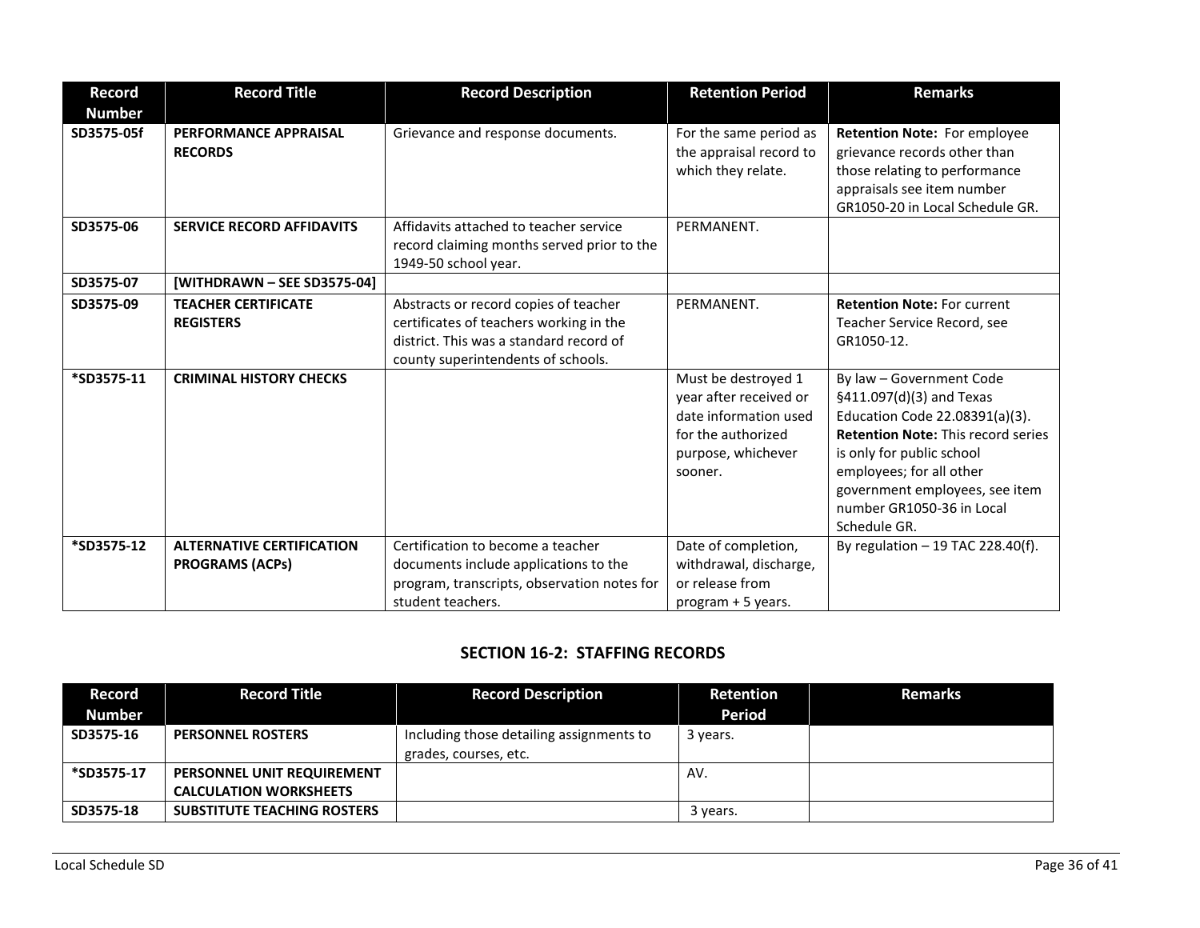| Record Number | Record Title | Record Description | Retention Period | Remarks |
|---|---|---|---|---|
| SD3575-05f | **PERFORMANCE APPRAISAL RECORDS** | Grievance and response documents. | For the same period as the appraisal record to which they relate. | **Retention Note:** For employee grievance records other than those relating to performance appraisals see item number GR1050-20 in Local Schedule GR. |
| SD3575-06 | **SERVICE RECORD AFFIDAVITS** | Affidavits attached to teacher service record claiming months served prior to the 1949-50 school year. | PERMANENT. | |
| SD3575-07 | **[WITHDRAWN – SEE SD3575-04]** | | | |
| SD3575-09 | **TEACHER CERTIFICATE REGISTERS** | Abstracts or record copies of teacher certificates of teachers working in the district. This was a standard record of county superintendents of schools. | PERMANENT. | **Retention Note:** For current Teacher Service Record, see GR1050-12. |
| *SD3575-11 | **CRIMINAL HISTORY CHECKS** | | Must be destroyed 1 year after received or date information used for the authorized purpose, whichever sooner. | By law – Government Code §411.097(d)(3) and Texas Education Code 22.08391(a)(3). **Retention Note:** This record series is only for public school employees; for all other government employees, see item number GR1050-36 in Local Schedule GR. |
| *SD3575-12 | **ALTERNATIVE CERTIFICATION PROGRAMS (ACPs)** | Certification to become a teacher documents include applications to the program, transcripts, observation notes for student teachers. | Date of completion, withdrawal, discharge, or release from program + 5 years. | By regulation – 19 TAC 228.40(f). |

## SECTION 16-2: STAFFING RECORDS

| Record Number | Record Title | Record Description | Retention Period | Remarks |
|---|---|---|---|---|
| SD3575-16 | **PERSONNEL ROSTERS** | Including those detailing assignments to grades, courses, etc. | 3 years. | |
| *SD3575-17 | **PERSONNEL UNIT REQUIREMENT CALCULATION WORKSHEETS** | | AV. | |
| SD3575-18 | **SUBSTITUTE TEACHING ROSTERS** | | 3 years. | |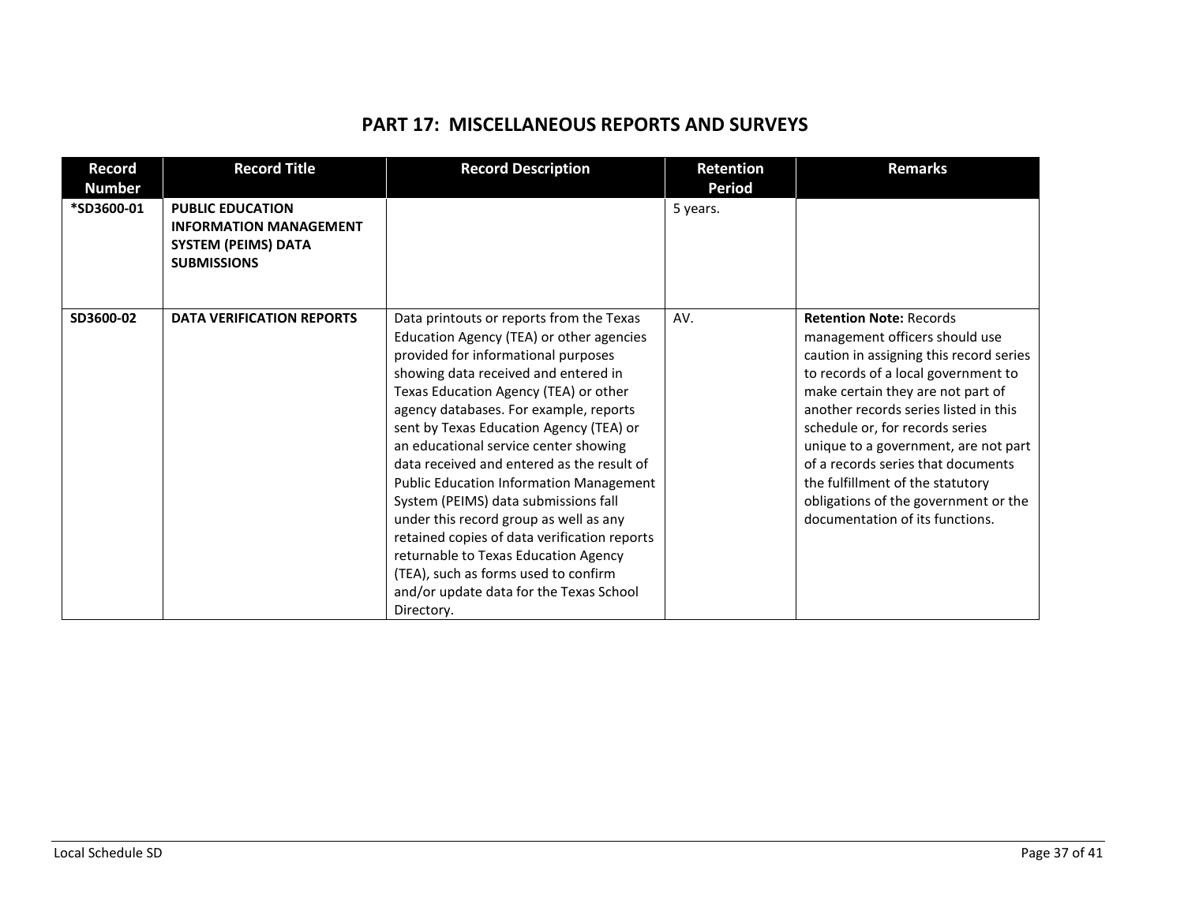# PART 17: MISCELLANEOUS REPORTS AND SURVEYS

| Record Number | Record Title | Record Description | Retention Period | Remarks |
|---|---|---|---|---|
| **\*SD3600-01** | **PUBLIC EDUCATION INFORMATION MANAGEMENT SYSTEM (PEIMS) DATA SUBMISSIONS** | | 5 years. | |
| **SD3600-02** | **DATA VERIFICATION REPORTS** | Data printouts or reports from the Texas Education Agency (TEA) or other agencies provided for informational purposes showing data received and entered in Texas Education Agency (TEA) or other agency databases. For example, reports sent by Texas Education Agency (TEA) or an educational service center showing data received and entered as the result of Public Education Information Management System (PEIMS) data submissions fall under this record group as well as any retained copies of data verification reports returnable to Texas Education Agency (TEA), such as forms used to confirm and/or update data for the Texas School Directory. | AV. | **Retention Note:** Records management officers should use caution in assigning this record series to records of a local government to make certain they are not part of another records series listed in this schedule or, for records series unique to a government, are not part of a records series that documents the fulfillment of the statutory obligations of the government or the documentation of its functions. |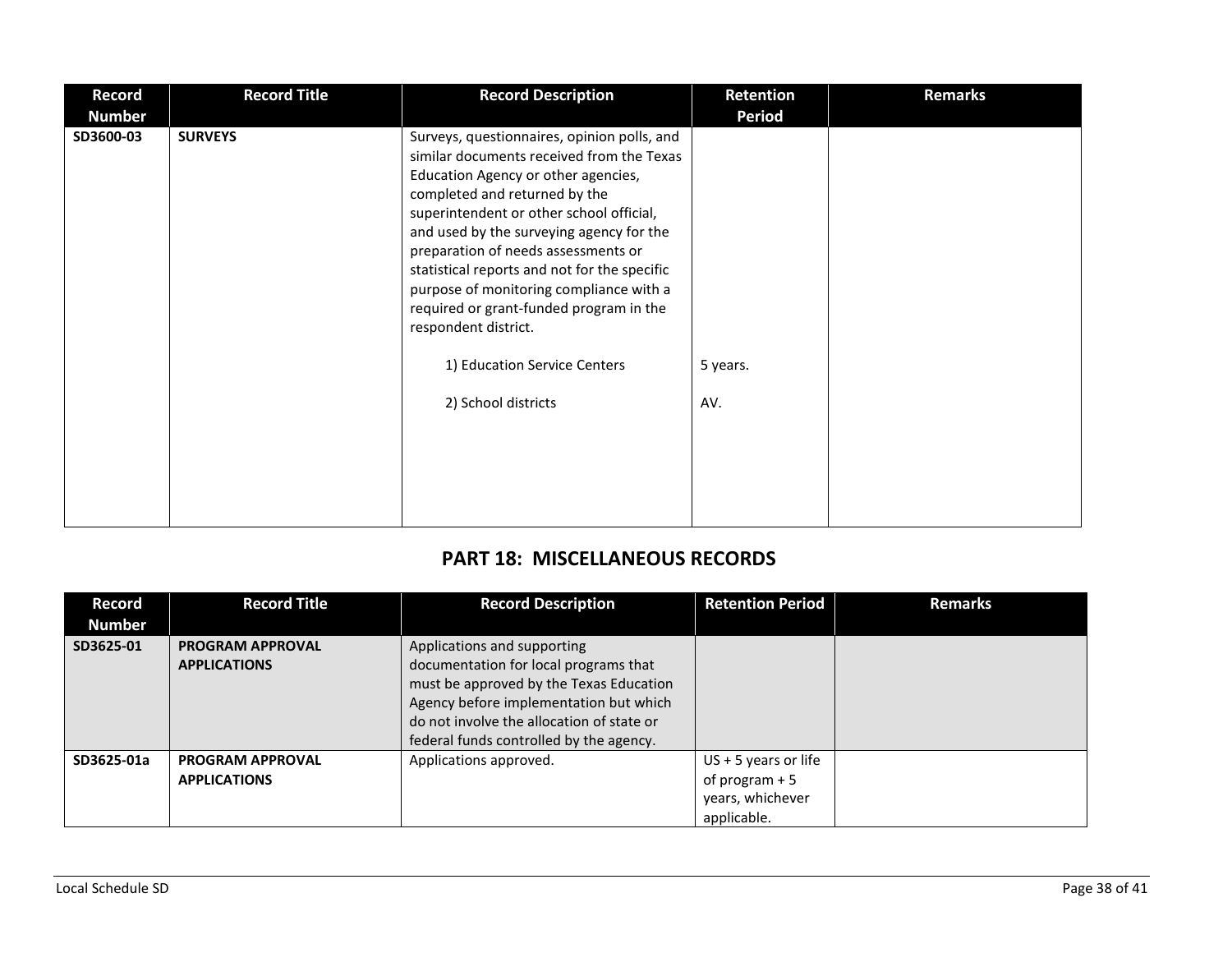| Record Number | Record Title | Record Description | Retention Period | Remarks |
|---|---|---|---|---|
| SD3600-03 | **SURVEYS** | Surveys, questionnaires, opinion polls, and similar documents received from the Texas Education Agency or other agencies, completed and returned by the superintendent or other school official, and used by the surveying agency for the preparation of needs assessments or statistical reports and not for the specific purpose of monitoring compliance with a required or grant-funded program in the respondent district.<br><br>1) Education Service Centers<br><br>2) School districts | <br><br><br><br><br><br><br><br><br><br><br>5 years.<br><br>AV. | |

## PART 18: MISCELLANEOUS RECORDS

| Record Number | Record Title | Record Description | Retention Period | Remarks |
|---|---|---|---|---|
| SD3625-01 | **PROGRAM APPROVAL APPLICATIONS** | Applications and supporting documentation for local programs that must be approved by the Texas Education Agency before implementation but which do not involve the allocation of state or federal funds controlled by the agency. | | |
| SD3625-01a | **PROGRAM APPROVAL APPLICATIONS** | Applications approved. | US + 5 years or life of program + 5 years, whichever applicable. | |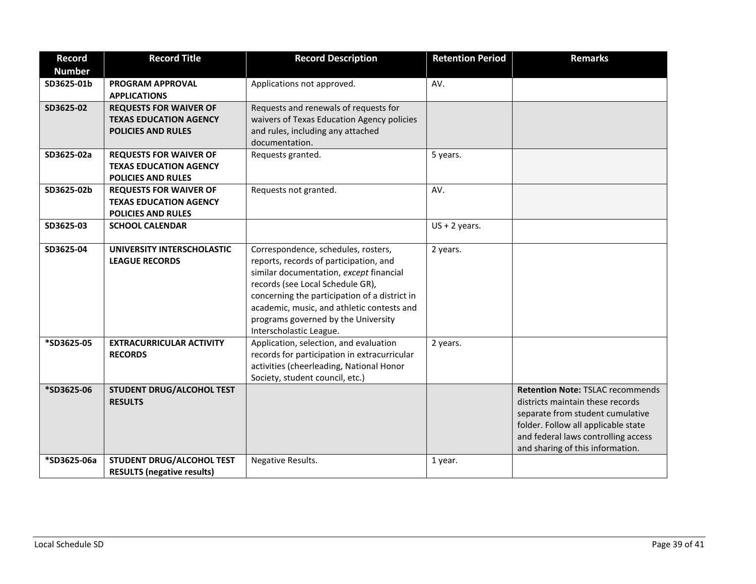| Record Number | Record Title | Record Description | Retention Period | Remarks |
|---|---|---|---|---|
| SD3625-01b | **PROGRAM APPROVAL APPLICATIONS** | Applications not approved. | AV. | |
| SD3625-02 | **REQUESTS FOR WAIVER OF TEXAS EDUCATION AGENCY POLICIES AND RULES** | Requests and renewals of requests for waivers of Texas Education Agency policies and rules, including any attached documentation. | | |
| SD3625-02a | **REQUESTS FOR WAIVER OF TEXAS EDUCATION AGENCY POLICIES AND RULES** | Requests granted. | 5 years. | |
| SD3625-02b | **REQUESTS FOR WAIVER OF TEXAS EDUCATION AGENCY POLICIES AND RULES** | Requests not granted. | AV. | |
| SD3625-03 | **SCHOOL CALENDAR** | | US + 2 years. | |
| SD3625-04 | **UNIVERSITY INTERSCHOLASTIC LEAGUE RECORDS** | Correspondence, schedules, rosters, reports, records of participation, and similar documentation, *except* financial records (see Local Schedule GR), concerning the participation of a district in academic, music, and athletic contests and programs governed by the University Interscholastic League. | 2 years. | |
| *SD3625-05 | **EXTRACURRICULAR ACTIVITY RECORDS** | Application, selection, and evaluation records for participation in extracurricular activities (cheerleading, National Honor Society, student council, etc.) | 2 years. | |
| *SD3625-06 | **STUDENT DRUG/ALCOHOL TEST RESULTS** | | | **Retention Note:** TSLAC recommends districts maintain these records separate from student cumulative folder. Follow all applicable state and federal laws controlling access and sharing of this information. |
| *SD3625-06a | **STUDENT DRUG/ALCOHOL TEST RESULTS (negative results)** | Negative Results. | 1 year. | |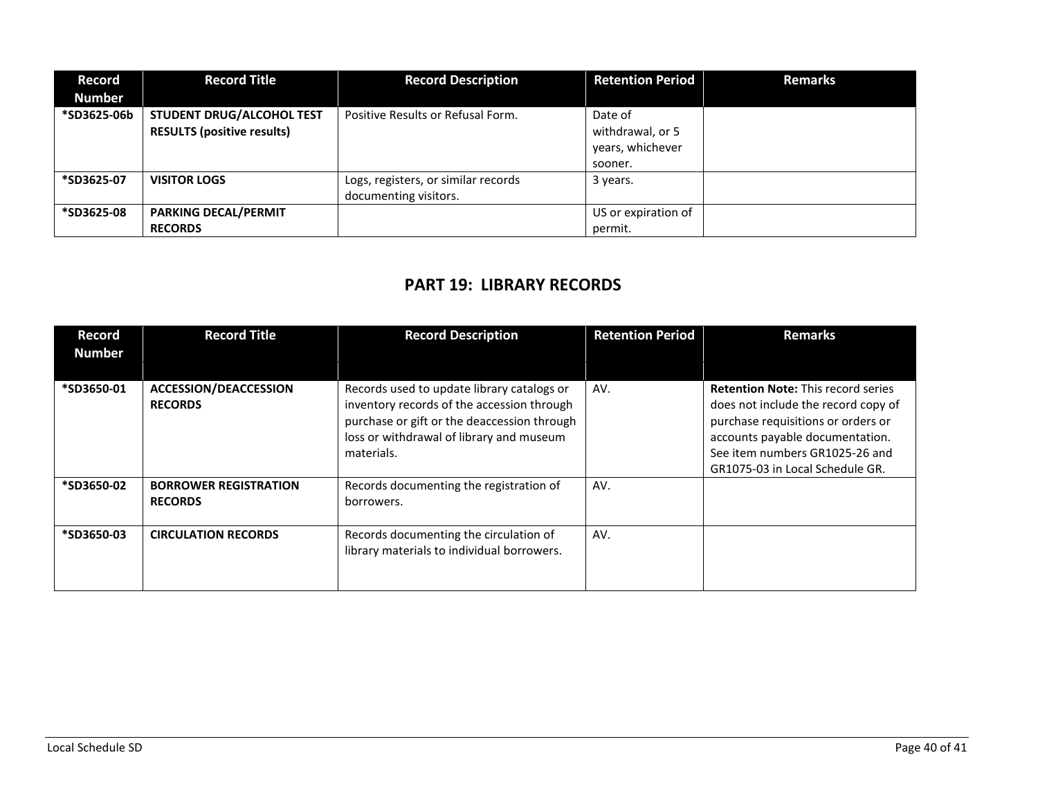| Record Number | Record Title | Record Description | Retention Period | Remarks |
|---|---|---|---|---|
| *SD3625-06b | **STUDENT DRUG/ALCOHOL TEST RESULTS (positive results)** | Positive Results or Refusal Form. | Date of withdrawal, or 5 years, whichever sooner. | |
| *SD3625-07 | **VISITOR LOGS** | Logs, registers, or similar records documenting visitors. | 3 years. | |
| *SD3625-08 | **PARKING DECAL/PERMIT RECORDS** | | US or expiration of permit. | |

## PART 19: LIBRARY RECORDS

| Record Number | Record Title | Record Description | Retention Period | Remarks |
|---|---|---|---|---|
| *SD3650-01 | **ACCESSION/DEACCESSION RECORDS** | Records used to update library catalogs or inventory records of the accession through purchase or gift or the deaccession through loss or withdrawal of library and museum materials. | AV. | **Retention Note:** This record series does not include the record copy of purchase requisitions or orders or accounts payable documentation. See item numbers GR1025-26 and GR1075-03 in Local Schedule GR. |
| *SD3650-02 | **BORROWER REGISTRATION RECORDS** | Records documenting the registration of borrowers. | AV. | |
| *SD3650-03 | **CIRCULATION RECORDS** | Records documenting the circulation of library materials to individual borrowers. | AV. | |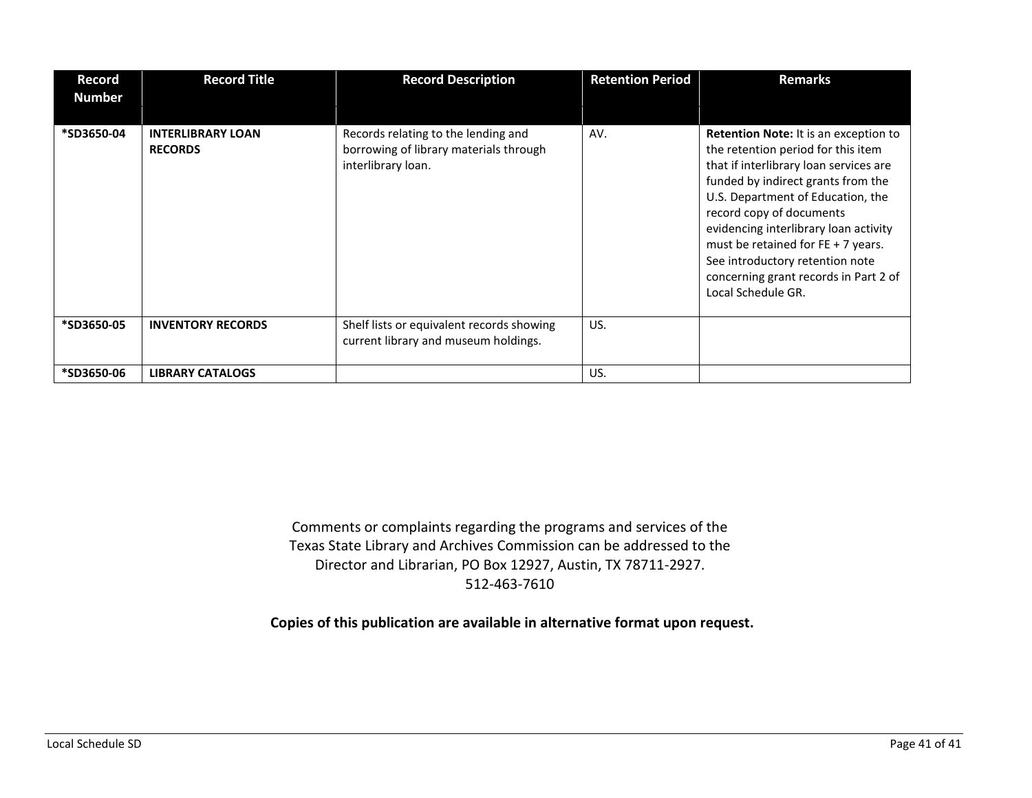| Record Number | Record Title | Record Description | Retention Period | Remarks |
|---|---|---|---|---|
| *SD3650-04 | **INTERLIBRARY LOAN RECORDS** | Records relating to the lending and borrowing of library materials through interlibrary loan. | AV. | **Retention Note:** It is an exception to the retention period for this item that if interlibrary loan services are funded by indirect grants from the U.S. Department of Education, the record copy of documents evidencing interlibrary loan activity must be retained for FE + 7 years. See introductory retention note concerning grant records in Part 2 of Local Schedule GR. |
| *SD3650-05 | **INVENTORY RECORDS** | Shelf lists or equivalent records showing current library and museum holdings. | US. | |
| *SD3650-06 | **LIBRARY CATALOGS** | | US. | |

Comments or complaints regarding the programs and services of the Texas State Library and Archives Commission can be addressed to the Director and Librarian, PO Box 12927, Austin, TX 78711-2927.
512-463-7610

**Copies of this publication are available in alternative format upon request.**